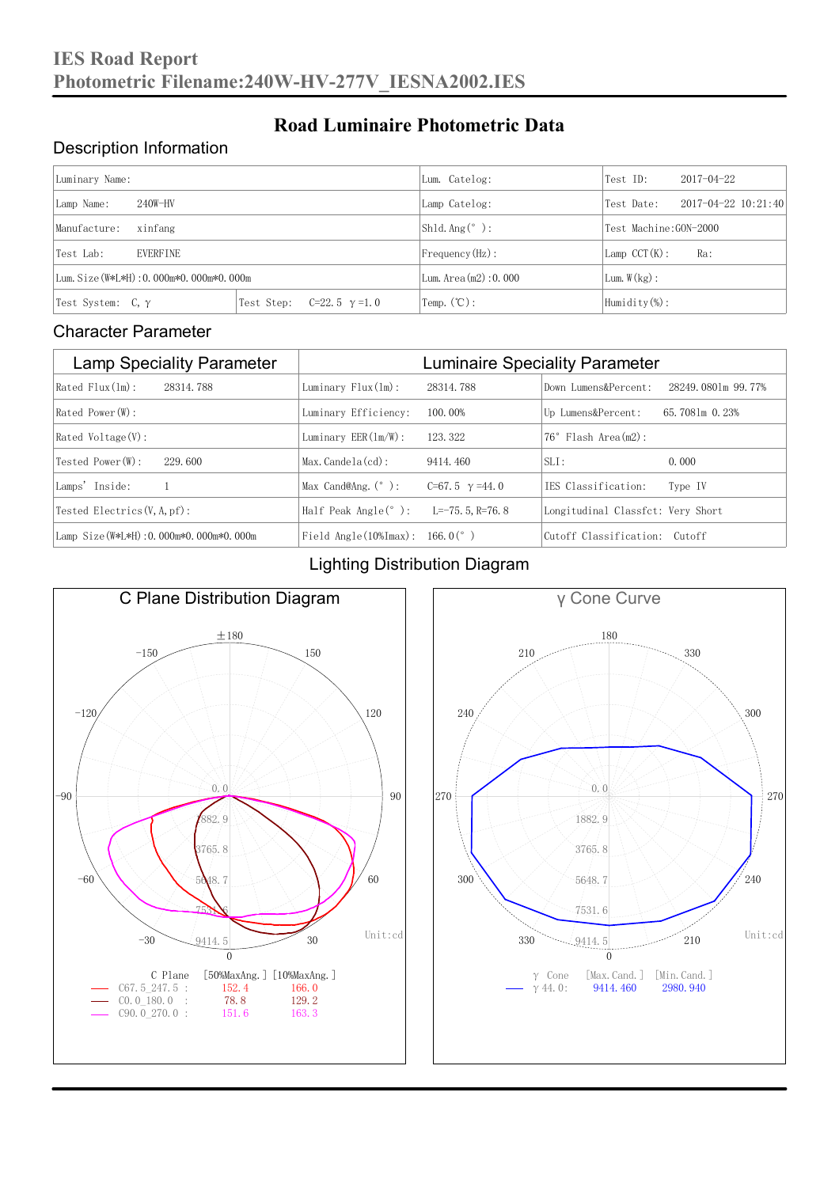# IES Road Report
## Photometric Filename:240W-HV-277V_IESNA2002.IES

## Road Luminaire Photometric Data

### Description Information

| Luminary Name: | | Lum. Catelog: | Test ID: 2017-04-22 |
|---|---|---|---|
| Lamp Name: 240W-HV | | Lamp Catelog: | Test Date: 2017-04-22 10:21:40 |
| Manufacture: xinfang | | Shld.Ang(°): | Test Machine:GON-2000 |
| Test Lab: EVERFINE | | Frequency(Hz): | Lamp CCT(K): Ra: |
| Lum.Size(W*L*H):0.000m*0.000m*0.000m | | Lum.Area(m2):0.000 | Lum.W(kg): |
| Test System: C, γ | Test Step: C=22.5 γ=1.0 | Temp.(℃): | Humidity(%): |

### Character Parameter

| Lamp Speciality Parameter | Luminaire Speciality Parameter | |
|---|---|---|
| Rated Flux(lm): 28314.788 | Luminary Flux(lm): 28314.788 | Down Lumens&Percent: 28249.0801m 99.77% |
| Rated Power(W): | Luminary Efficiency: 100.00% | Up Lumens&Percent: 65.7081m 0.23% |
| Rated Voltage(V): | Luminary EER(lm/W): 123.322 | 76° Flash Area(m2): |
| Tested Power(W): 229.600 | Max.Candela(cd): 9414.460 | SLI: 0.000 |
| Lamps' Inside: 1 | Max Cand@Ang.(°): C=67.5 γ=44.0 | IES Classification: Type IV |
| Tested Electrics(V,A,pf): | Half Peak Angle(°): L=-75.5, R=76.8 | Longitudinal Classfct: Very Short |
| Lamp Size(W*L*H):0.000m*0.000m*0.000m | Field Angle(10%Imax): 166.0(°) | Cutoff Classification: Cutoff |

### Lighting Distribution Diagram

**C Plane Distribution Diagram**

Unit:cd

| C Plane | [50%MaxAng.] | [10%MaxAng.] |
|---|---|---|
| C67.5_247.5 : | 152.4 | 166.0 |
| C0.0_180.0 : | 78.8 | 129.2 |
| C90.0_270.0 : | 151.6 | 163.3 |

**γ Cone Curve**

Unit:cd

| γ Cone | [Max.Cand.] | [Min.Cand.] |
|---|---|---|
| γ 44.0: | 9414.460 | 2980.940 |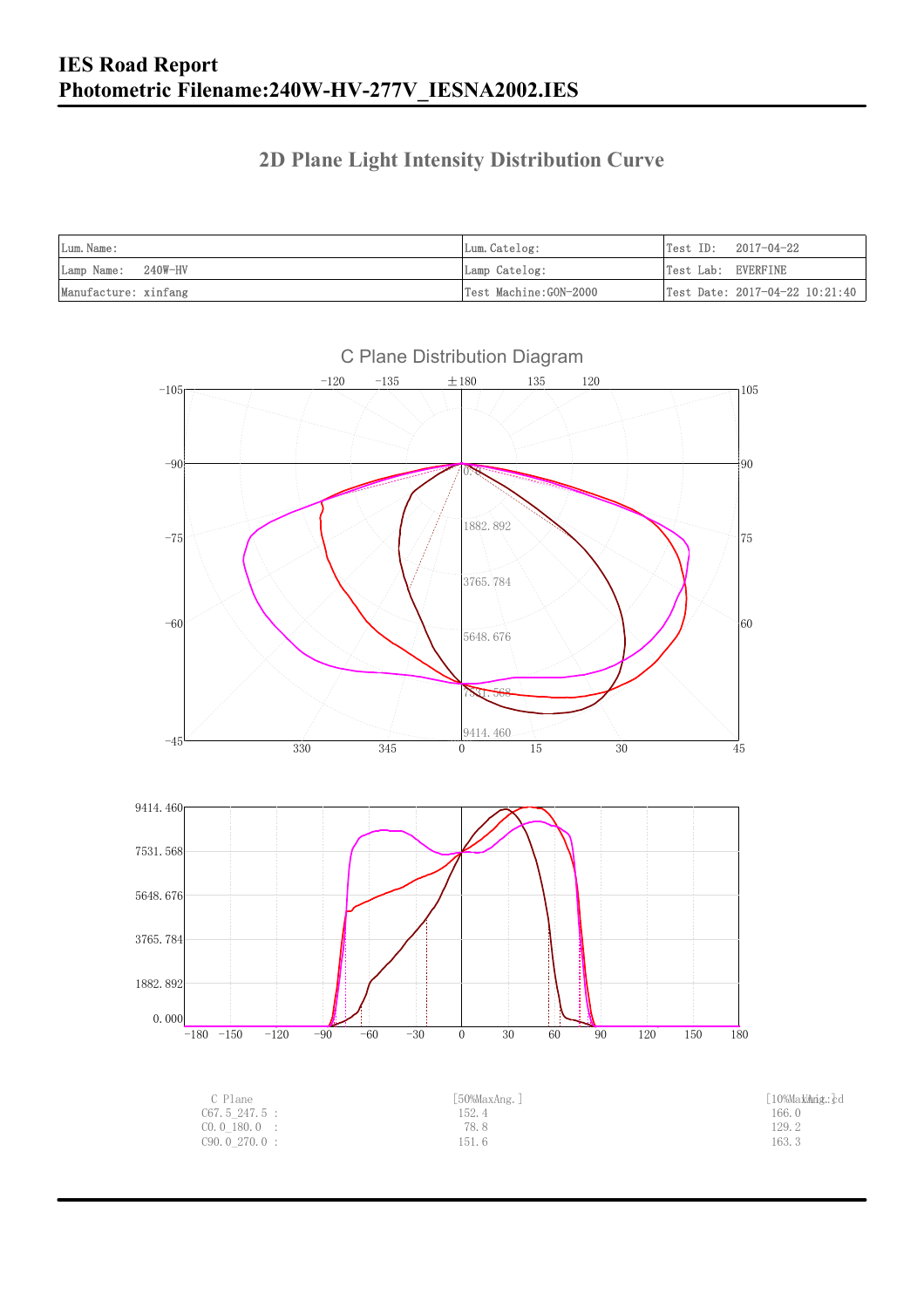# IES Road Report
# Photometric Filename:240W-HV-277V_IESNA2002.IES

## 2D Plane Light Intensity Distribution Curve

| Lum.Name: | Lum.Catelog: | Test ID:   2017-04-22 |
|---|---|---|
| Lamp Name:   240W-HV | Lamp Catelog: | Test Lab:  EVERFINE |
| Manufacture: xinfang | Test Machine:GON-2000 | Test Date: 2017-04-22 10:21:40 |

C Plane Distribution Diagram

| C Plane | [50%MaxAng.] | [10%MaxAng.] |
|---|---|---|
| C67.5_247.5 : | 152.4 | 166.0 |
| C0.0_180.0 : | 78.8 | 129.2 |
| C90.0_270.0 : | 151.6 | 163.3 |

Unit:cd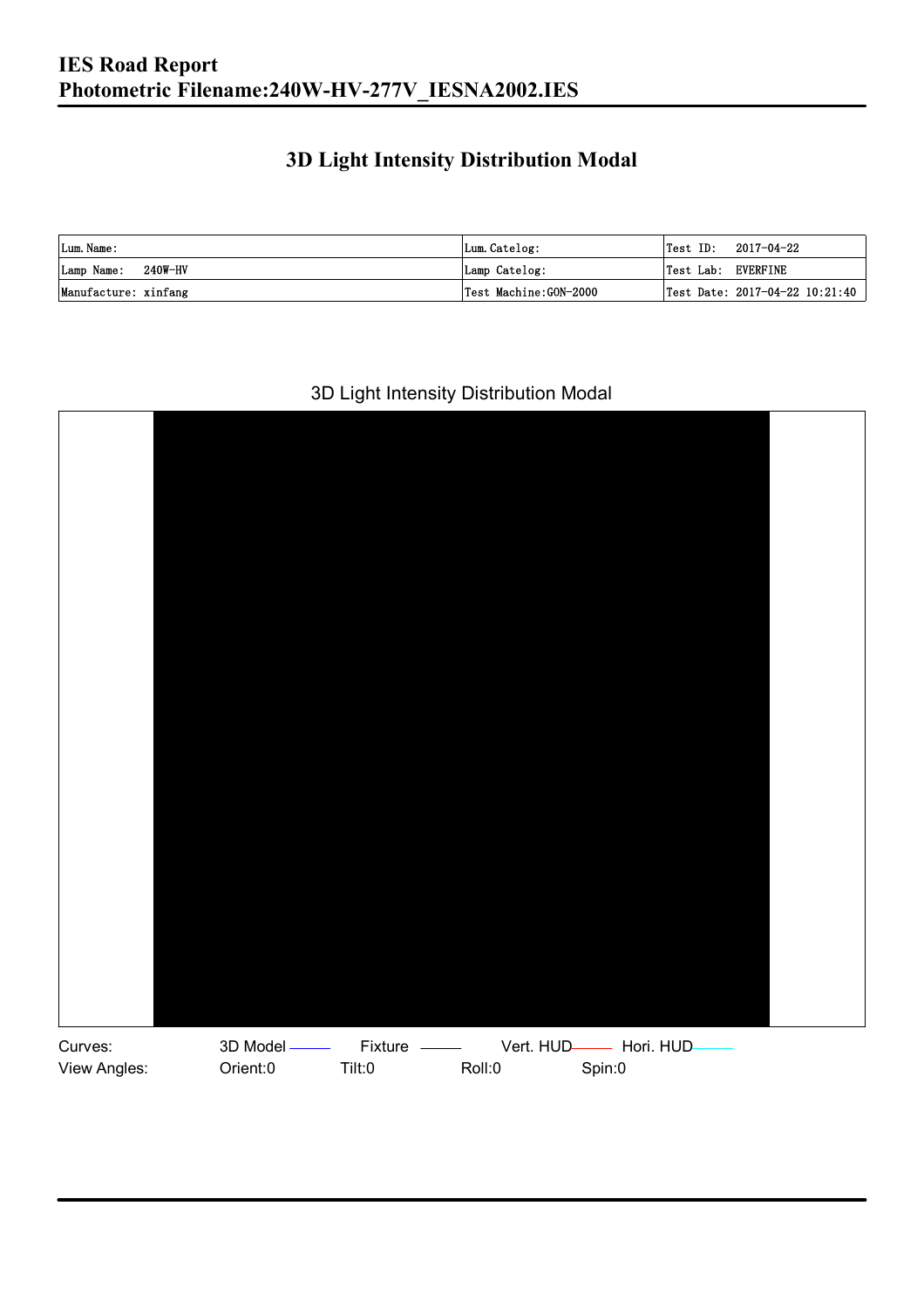# IES Road Report
# Photometric Filename:240W-HV-277V_IESNA2002.IES

## 3D Light Intensity Distribution Modal

| Lum. Name: | Lum. Catelog: | Test ID: 2017-04-22 |
|---|---|---|
| Lamp Name: 240W-HV | Lamp Catelog: | Test Lab: EVERFINE |
| Manufacture: xinfang | Test Machine:GON-2000 | Test Date: 2017-04-22 10:21:40 |

3D Light Intensity Distribution Modal

Curves: 3D Model Fixture Vert. HUD Hori. HUD

View Angles: Orient:0 Tilt:0 Roll:0 Spin:0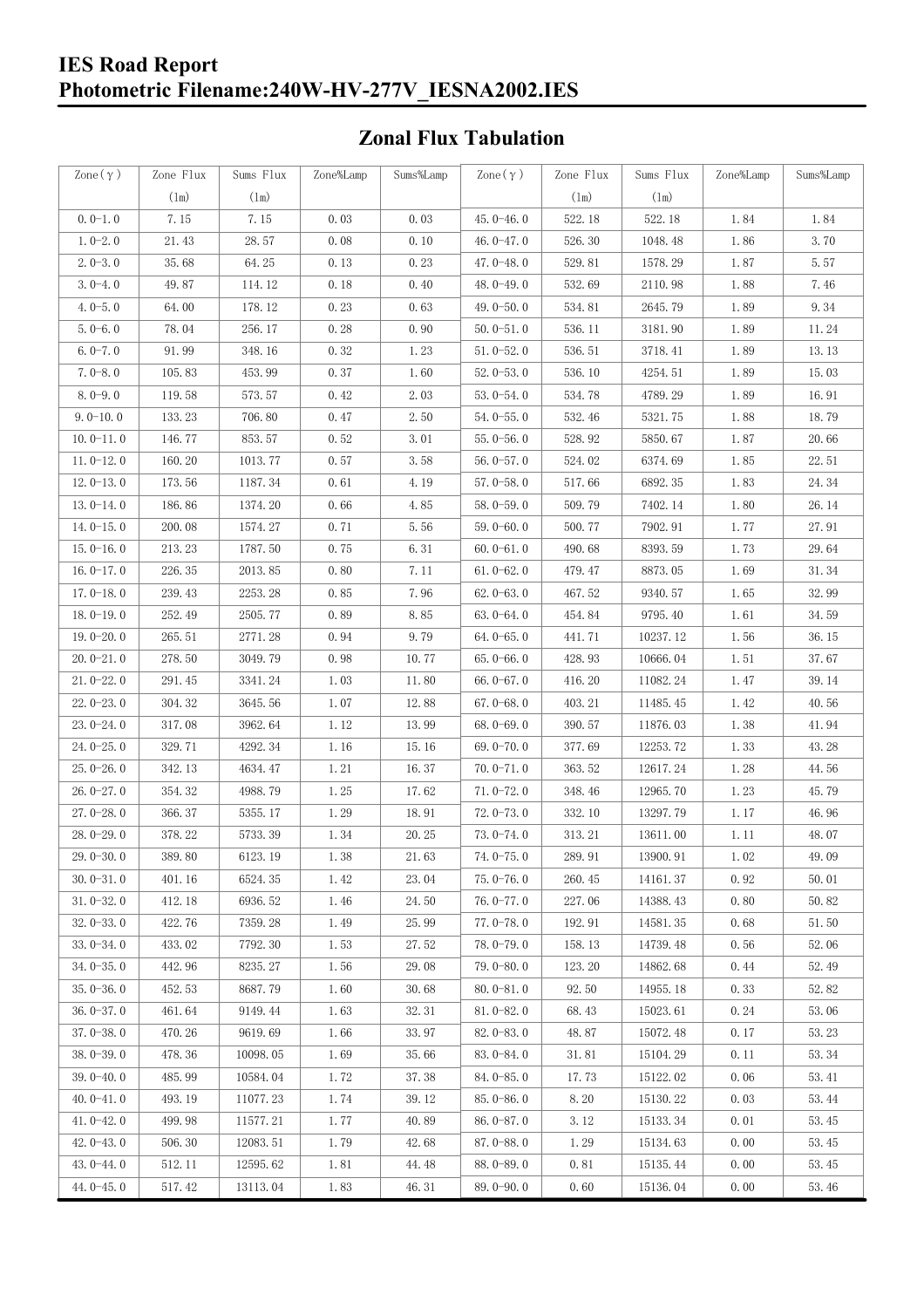## Zonal Flux Tabulation

| Zone(γ) | Zone Flux (lm) | Sums Flux (lm) | Zone%Lamp | Sums%Lamp | Zone(γ) | Zone Flux (lm) | Sums Flux (lm) | Zone%Lamp | Sums%Lamp |
|---|---|---|---|---|---|---|---|---|---|
| 0.0-1.0 | 7.15 | 7.15 | 0.03 | 0.03 | 45.0-46.0 | 522.18 | 522.18 | 1.84 | 1.84 |
| 1.0-2.0 | 21.43 | 28.57 | 0.08 | 0.10 | 46.0-47.0 | 526.30 | 1048.48 | 1.86 | 3.70 |
| 2.0-3.0 | 35.68 | 64.25 | 0.13 | 0.23 | 47.0-48.0 | 529.81 | 1578.29 | 1.87 | 5.57 |
| 3.0-4.0 | 49.87 | 114.12 | 0.18 | 0.40 | 48.0-49.0 | 532.69 | 2110.98 | 1.88 | 7.46 |
| 4.0-5.0 | 64.00 | 178.12 | 0.23 | 0.63 | 49.0-50.0 | 534.81 | 2645.79 | 1.89 | 9.34 |
| 5.0-6.0 | 78.04 | 256.17 | 0.28 | 0.90 | 50.0-51.0 | 536.11 | 3181.90 | 1.89 | 11.24 |
| 6.0-7.0 | 91.99 | 348.16 | 0.32 | 1.23 | 51.0-52.0 | 536.51 | 3718.41 | 1.89 | 13.13 |
| 7.0-8.0 | 105.83 | 453.99 | 0.37 | 1.60 | 52.0-53.0 | 536.10 | 4254.51 | 1.89 | 15.03 |
| 8.0-9.0 | 119.58 | 573.57 | 0.42 | 2.03 | 53.0-54.0 | 534.78 | 4789.29 | 1.89 | 16.91 |
| 9.0-10.0 | 133.23 | 706.80 | 0.47 | 2.50 | 54.0-55.0 | 532.46 | 5321.75 | 1.88 | 18.79 |
| 10.0-11.0 | 146.77 | 853.57 | 0.52 | 3.01 | 55.0-56.0 | 528.92 | 5850.67 | 1.87 | 20.66 |
| 11.0-12.0 | 160.20 | 1013.77 | 0.57 | 3.58 | 56.0-57.0 | 524.02 | 6374.69 | 1.85 | 22.51 |
| 12.0-13.0 | 173.56 | 1187.34 | 0.61 | 4.19 | 57.0-58.0 | 517.66 | 6892.35 | 1.83 | 24.34 |
| 13.0-14.0 | 186.86 | 1374.20 | 0.66 | 4.85 | 58.0-59.0 | 509.79 | 7402.14 | 1.80 | 26.14 |
| 14.0-15.0 | 200.08 | 1574.27 | 0.71 | 5.56 | 59.0-60.0 | 500.77 | 7902.91 | 1.77 | 27.91 |
| 15.0-16.0 | 213.23 | 1787.50 | 0.75 | 6.31 | 60.0-61.0 | 490.68 | 8393.59 | 1.73 | 29.64 |
| 16.0-17.0 | 226.35 | 2013.85 | 0.80 | 7.11 | 61.0-62.0 | 479.47 | 8873.05 | 1.69 | 31.34 |
| 17.0-18.0 | 239.43 | 2253.28 | 0.85 | 7.96 | 62.0-63.0 | 467.52 | 9340.57 | 1.65 | 32.99 |
| 18.0-19.0 | 252.49 | 2505.77 | 0.89 | 8.85 | 63.0-64.0 | 454.84 | 9795.40 | 1.61 | 34.59 |
| 19.0-20.0 | 265.51 | 2771.28 | 0.94 | 9.79 | 64.0-65.0 | 441.71 | 10237.12 | 1.56 | 36.15 |
| 20.0-21.0 | 278.50 | 3049.79 | 0.98 | 10.77 | 65.0-66.0 | 428.93 | 10666.04 | 1.51 | 37.67 |
| 21.0-22.0 | 291.45 | 3341.24 | 1.03 | 11.80 | 66.0-67.0 | 416.20 | 11082.24 | 1.47 | 39.14 |
| 22.0-23.0 | 304.32 | 3645.56 | 1.07 | 12.88 | 67.0-68.0 | 403.21 | 11485.45 | 1.42 | 40.56 |
| 23.0-24.0 | 317.08 | 3962.64 | 1.12 | 13.99 | 68.0-69.0 | 390.57 | 11876.03 | 1.38 | 41.94 |
| 24.0-25.0 | 329.71 | 4292.34 | 1.16 | 15.16 | 69.0-70.0 | 377.69 | 12253.72 | 1.33 | 43.28 |
| 25.0-26.0 | 342.13 | 4634.47 | 1.21 | 16.37 | 70.0-71.0 | 363.52 | 12617.24 | 1.28 | 44.56 |
| 26.0-27.0 | 354.32 | 4988.79 | 1.25 | 17.62 | 71.0-72.0 | 348.46 | 12965.70 | 1.23 | 45.79 |
| 27.0-28.0 | 366.37 | 5355.17 | 1.29 | 18.91 | 72.0-73.0 | 332.10 | 13297.79 | 1.17 | 46.96 |
| 28.0-29.0 | 378.22 | 5733.39 | 1.34 | 20.25 | 73.0-74.0 | 313.21 | 13611.00 | 1.11 | 48.07 |
| 29.0-30.0 | 389.80 | 6123.19 | 1.38 | 21.63 | 74.0-75.0 | 289.91 | 13900.91 | 1.02 | 49.09 |
| 30.0-31.0 | 401.16 | 6524.35 | 1.42 | 23.04 | 75.0-76.0 | 260.45 | 14161.37 | 0.92 | 50.01 |
| 31.0-32.0 | 412.18 | 6936.52 | 1.46 | 24.50 | 76.0-77.0 | 227.06 | 14388.43 | 0.80 | 50.82 |
| 32.0-33.0 | 422.76 | 7359.28 | 1.49 | 25.99 | 77.0-78.0 | 192.91 | 14581.35 | 0.68 | 51.50 |
| 33.0-34.0 | 433.02 | 7792.30 | 1.53 | 27.52 | 78.0-79.0 | 158.13 | 14739.48 | 0.56 | 52.06 |
| 34.0-35.0 | 442.96 | 8235.27 | 1.56 | 29.08 | 79.0-80.0 | 123.20 | 14862.68 | 0.44 | 52.49 |
| 35.0-36.0 | 452.53 | 8687.79 | 1.60 | 30.68 | 80.0-81.0 | 92.50 | 14955.18 | 0.33 | 52.82 |
| 36.0-37.0 | 461.64 | 9149.44 | 1.63 | 32.31 | 81.0-82.0 | 68.43 | 15023.61 | 0.24 | 53.06 |
| 37.0-38.0 | 470.26 | 9619.69 | 1.66 | 33.97 | 82.0-83.0 | 48.87 | 15072.48 | 0.17 | 53.23 |
| 38.0-39.0 | 478.36 | 10098.05 | 1.69 | 35.66 | 83.0-84.0 | 31.81 | 15104.29 | 0.11 | 53.34 |
| 39.0-40.0 | 485.99 | 10584.04 | 1.72 | 37.38 | 84.0-85.0 | 17.73 | 15122.02 | 0.06 | 53.41 |
| 40.0-41.0 | 493.19 | 11077.23 | 1.74 | 39.12 | 85.0-86.0 | 8.20 | 15130.22 | 0.03 | 53.44 |
| 41.0-42.0 | 499.98 | 11577.21 | 1.77 | 40.89 | 86.0-87.0 | 3.12 | 15133.34 | 0.01 | 53.45 |
| 42.0-43.0 | 506.30 | 12083.51 | 1.79 | 42.68 | 87.0-88.0 | 1.29 | 15134.63 | 0.00 | 53.45 |
| 43.0-44.0 | 512.11 | 12595.62 | 1.81 | 44.48 | 88.0-89.0 | 0.81 | 15135.44 | 0.00 | 53.45 |
| 44.0-45.0 | 517.42 | 13113.04 | 1.83 | 46.31 | 89.0-90.0 | 0.60 | 15136.04 | 0.00 | 53.46 |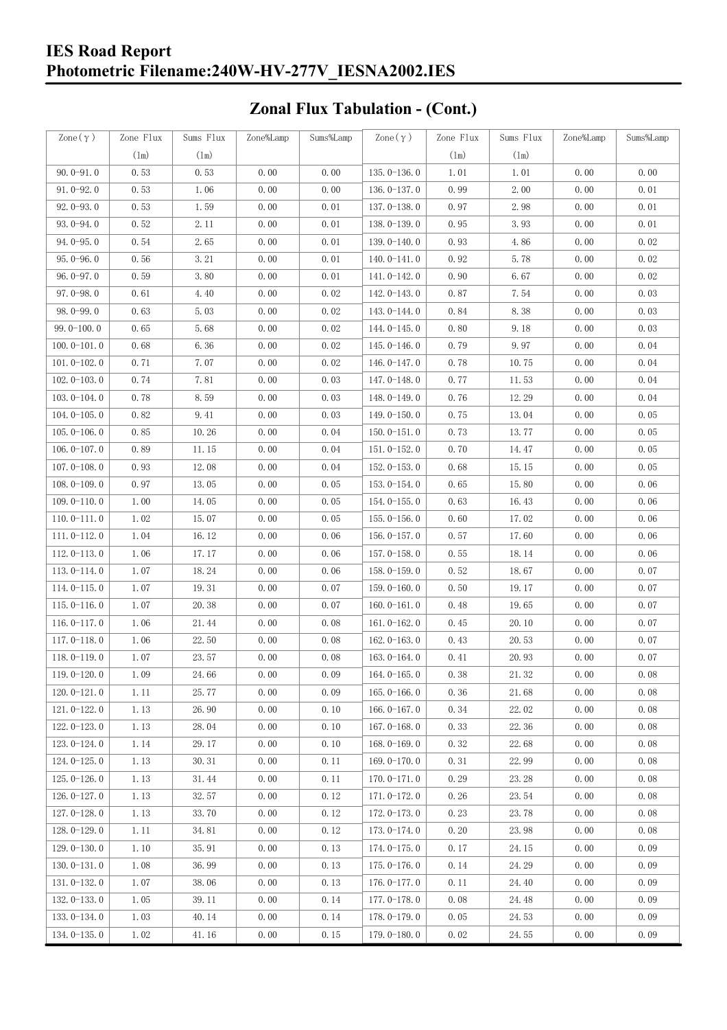# IES Road Report
# Photometric Filename:240W-HV-277V_IESNA2002.IES

## Zonal Flux Tabulation - (Cont.)

| Zone(γ) | Zone Flux (lm) | Sums Flux (lm) | Zone%Lamp | Sums%Lamp | Zone(γ) | Zone Flux (lm) | Sums Flux (lm) | Zone%Lamp | Sums%Lamp |
|---|---|---|---|---|---|---|---|---|---|
| 90.0-91.0 | 0.53 | 0.53 | 0.00 | 0.00 | 135.0-136.0 | 1.01 | 1.01 | 0.00 | 0.00 |
| 91.0-92.0 | 0.53 | 1.06 | 0.00 | 0.00 | 136.0-137.0 | 0.99 | 2.00 | 0.00 | 0.01 |
| 92.0-93.0 | 0.53 | 1.59 | 0.00 | 0.01 | 137.0-138.0 | 0.97 | 2.98 | 0.00 | 0.01 |
| 93.0-94.0 | 0.52 | 2.11 | 0.00 | 0.01 | 138.0-139.0 | 0.95 | 3.93 | 0.00 | 0.01 |
| 94.0-95.0 | 0.54 | 2.65 | 0.00 | 0.01 | 139.0-140.0 | 0.93 | 4.86 | 0.00 | 0.02 |
| 95.0-96.0 | 0.56 | 3.21 | 0.00 | 0.01 | 140.0-141.0 | 0.92 | 5.78 | 0.00 | 0.02 |
| 96.0-97.0 | 0.59 | 3.80 | 0.00 | 0.01 | 141.0-142.0 | 0.90 | 6.67 | 0.00 | 0.02 |
| 97.0-98.0 | 0.61 | 4.40 | 0.00 | 0.02 | 142.0-143.0 | 0.87 | 7.54 | 0.00 | 0.03 |
| 98.0-99.0 | 0.63 | 5.03 | 0.00 | 0.02 | 143.0-144.0 | 0.84 | 8.38 | 0.00 | 0.03 |
| 99.0-100.0 | 0.65 | 5.68 | 0.00 | 0.02 | 144.0-145.0 | 0.80 | 9.18 | 0.00 | 0.03 |
| 100.0-101.0 | 0.68 | 6.36 | 0.00 | 0.02 | 145.0-146.0 | 0.79 | 9.97 | 0.00 | 0.04 |
| 101.0-102.0 | 0.71 | 7.07 | 0.00 | 0.02 | 146.0-147.0 | 0.78 | 10.75 | 0.00 | 0.04 |
| 102.0-103.0 | 0.74 | 7.81 | 0.00 | 0.03 | 147.0-148.0 | 0.77 | 11.53 | 0.00 | 0.04 |
| 103.0-104.0 | 0.78 | 8.59 | 0.00 | 0.03 | 148.0-149.0 | 0.76 | 12.29 | 0.00 | 0.04 |
| 104.0-105.0 | 0.82 | 9.41 | 0.00 | 0.03 | 149.0-150.0 | 0.75 | 13.04 | 0.00 | 0.05 |
| 105.0-106.0 | 0.85 | 10.26 | 0.00 | 0.04 | 150.0-151.0 | 0.73 | 13.77 | 0.00 | 0.05 |
| 106.0-107.0 | 0.89 | 11.15 | 0.00 | 0.04 | 151.0-152.0 | 0.70 | 14.47 | 0.00 | 0.05 |
| 107.0-108.0 | 0.93 | 12.08 | 0.00 | 0.04 | 152.0-153.0 | 0.68 | 15.15 | 0.00 | 0.05 |
| 108.0-109.0 | 0.97 | 13.05 | 0.00 | 0.05 | 153.0-154.0 | 0.65 | 15.80 | 0.00 | 0.06 |
| 109.0-110.0 | 1.00 | 14.05 | 0.00 | 0.05 | 154.0-155.0 | 0.63 | 16.43 | 0.00 | 0.06 |
| 110.0-111.0 | 1.02 | 15.07 | 0.00 | 0.05 | 155.0-156.0 | 0.60 | 17.02 | 0.00 | 0.06 |
| 111.0-112.0 | 1.04 | 16.12 | 0.00 | 0.06 | 156.0-157.0 | 0.57 | 17.60 | 0.00 | 0.06 |
| 112.0-113.0 | 1.06 | 17.17 | 0.00 | 0.06 | 157.0-158.0 | 0.55 | 18.14 | 0.00 | 0.06 |
| 113.0-114.0 | 1.07 | 18.24 | 0.00 | 0.06 | 158.0-159.0 | 0.52 | 18.67 | 0.00 | 0.07 |
| 114.0-115.0 | 1.07 | 19.31 | 0.00 | 0.07 | 159.0-160.0 | 0.50 | 19.17 | 0.00 | 0.07 |
| 115.0-116.0 | 1.07 | 20.38 | 0.00 | 0.07 | 160.0-161.0 | 0.48 | 19.65 | 0.00 | 0.07 |
| 116.0-117.0 | 1.06 | 21.44 | 0.00 | 0.08 | 161.0-162.0 | 0.45 | 20.10 | 0.00 | 0.07 |
| 117.0-118.0 | 1.06 | 22.50 | 0.00 | 0.08 | 162.0-163.0 | 0.43 | 20.53 | 0.00 | 0.07 |
| 118.0-119.0 | 1.07 | 23.57 | 0.00 | 0.08 | 163.0-164.0 | 0.41 | 20.93 | 0.00 | 0.07 |
| 119.0-120.0 | 1.09 | 24.66 | 0.00 | 0.09 | 164.0-165.0 | 0.38 | 21.32 | 0.00 | 0.08 |
| 120.0-121.0 | 1.11 | 25.77 | 0.00 | 0.09 | 165.0-166.0 | 0.36 | 21.68 | 0.00 | 0.08 |
| 121.0-122.0 | 1.13 | 26.90 | 0.00 | 0.10 | 166.0-167.0 | 0.34 | 22.02 | 0.00 | 0.08 |
| 122.0-123.0 | 1.13 | 28.04 | 0.00 | 0.10 | 167.0-168.0 | 0.33 | 22.36 | 0.00 | 0.08 |
| 123.0-124.0 | 1.14 | 29.17 | 0.00 | 0.10 | 168.0-169.0 | 0.32 | 22.68 | 0.00 | 0.08 |
| 124.0-125.0 | 1.13 | 30.31 | 0.00 | 0.11 | 169.0-170.0 | 0.31 | 22.99 | 0.00 | 0.08 |
| 125.0-126.0 | 1.13 | 31.44 | 0.00 | 0.11 | 170.0-171.0 | 0.29 | 23.28 | 0.00 | 0.08 |
| 126.0-127.0 | 1.13 | 32.57 | 0.00 | 0.12 | 171.0-172.0 | 0.26 | 23.54 | 0.00 | 0.08 |
| 127.0-128.0 | 1.13 | 33.70 | 0.00 | 0.12 | 172.0-173.0 | 0.23 | 23.78 | 0.00 | 0.08 |
| 128.0-129.0 | 1.11 | 34.81 | 0.00 | 0.12 | 173.0-174.0 | 0.20 | 23.98 | 0.00 | 0.08 |
| 129.0-130.0 | 1.10 | 35.91 | 0.00 | 0.13 | 174.0-175.0 | 0.17 | 24.15 | 0.00 | 0.09 |
| 130.0-131.0 | 1.08 | 36.99 | 0.00 | 0.13 | 175.0-176.0 | 0.14 | 24.29 | 0.00 | 0.09 |
| 131.0-132.0 | 1.07 | 38.06 | 0.00 | 0.13 | 176.0-177.0 | 0.11 | 24.40 | 0.00 | 0.09 |
| 132.0-133.0 | 1.05 | 39.11 | 0.00 | 0.14 | 177.0-178.0 | 0.08 | 24.48 | 0.00 | 0.09 |
| 133.0-134.0 | 1.03 | 40.14 | 0.00 | 0.14 | 178.0-179.0 | 0.05 | 24.53 | 0.00 | 0.09 |
| 134.0-135.0 | 1.02 | 41.16 | 0.00 | 0.15 | 179.0-180.0 | 0.02 | 24.55 | 0.00 | 0.09 |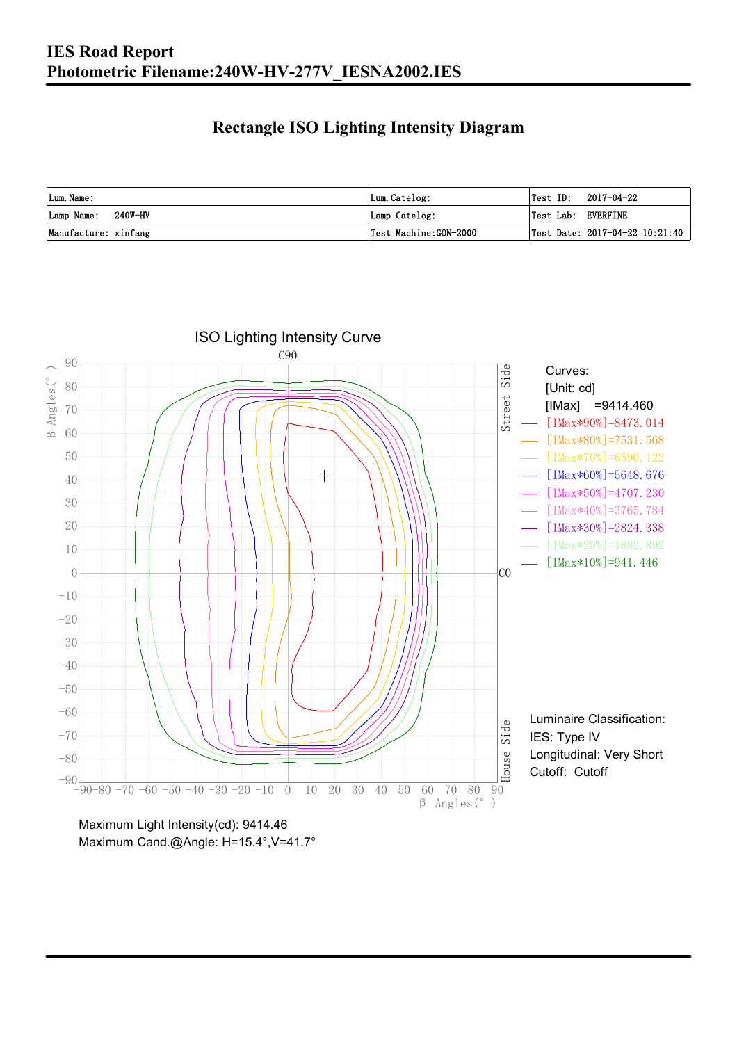# IES Road Report
# Photometric Filename:240W-HV-277V_IESNA2002.IES

## Rectangle ISO Lighting Intensity Diagram

| Lum.Name: | Lum.Catelog: | Test ID: 2017-04-22 |
|---|---|---|
| Lamp Name: 240W-HV | Lamp Catelog: | Test Lab: EVERFINE |
| Manufacture: xinfang | Test Machine:GON-2000 | Test Date: 2017-04-22 10:21:40 |

ISO Lighting Intensity Curve

Curves:
[Unit: cd]
[IMax] =9414.460
[IMax*90%]=8473.014
[IMax*80%]=7531.568
[IMax*70%]=6590.122
[IMax*60%]=5648.676
[IMax*50%]=4707.230
[IMax*40%]=3765.784
[IMax*30%]=2824.338
[IMax*20%]=1882.892
[IMax*10%]=941.446

Luminaire Classification:
IES: Type IV
Longitudinal: Very Short
Cutoff: Cutoff

Maximum Light Intensity(cd): 9414.46
Maximum Cand.@Angle: H=15.4°,V=41.7°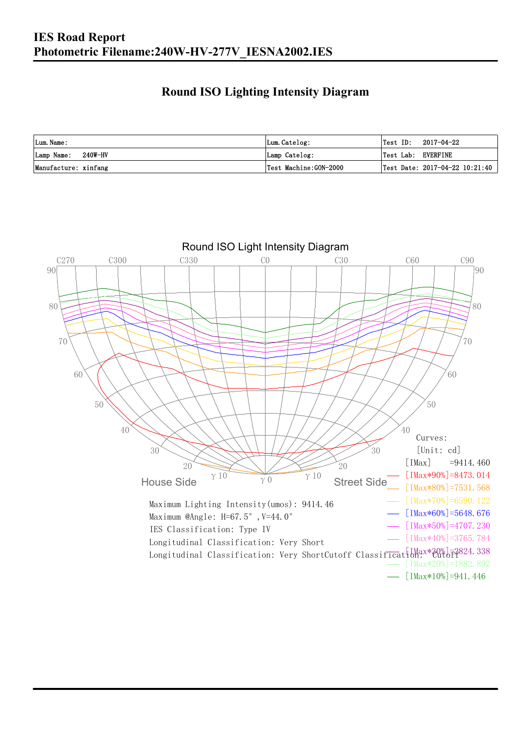# IES Road Report

## Photometric Filename:240W-HV-277V_IESNA2002.IES

## Round ISO Lighting Intensity Diagram

| Lum. Name: | Lum. Catelog: | Test ID: 2017-04-22 |
|---|---|---|
| Lamp Name: 240W-HV | Lamp Catelog: | Test Lab: EVERFINE |
| Manufacture: xinfang | Test Machine:GON-2000 | Test Date: 2017-04-22 10:21:40 |

Round ISO Light Intensity Diagram

C270 C300 C330 C0 C30 C60 C90

House Side — Street Side

Curves:
[Unit: cd]
[IMax] =9414.460
[IMax*90%]=8473.014
[IMax*80%]=7531.568
[IMax*70%]=6590.122
[IMax*60%]=5648.676
[IMax*50%]=4707.230
[IMax*40%]=3765.784
[IMax*30%]=2824.338
[IMax*20%]=1882.892
[IMax*10%]=941.446

Maximum Lighting Intensity(umos): 9414.46
Maximum @Angle: H=67.5°, V=44.0°
IES Classification: Type IV
Longitudinal Classification: Very Short
Longitudinal Classification: Very ShortCutoff Classification: Cutoff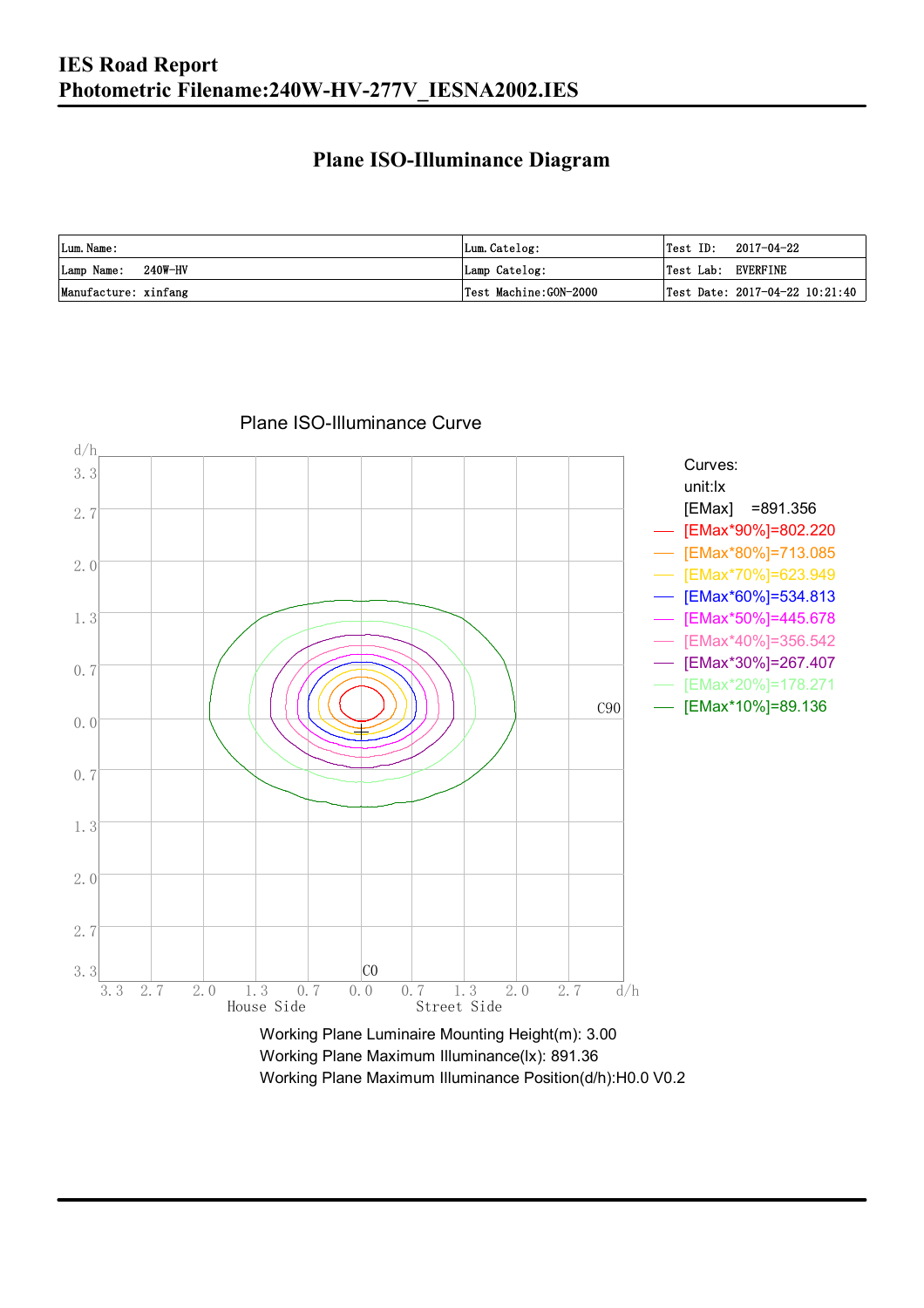# IES Road Report
## Photometric Filename:240W-HV-277V_IESNA2002.IES

### Plane ISO-Illuminance Diagram

| Lum. Name: | Lum. Catelog: | Test ID: 2017-04-22 |
|---|---|---|
| Lamp Name: 240W-HV | Lamp Catelog: | Test Lab: EVERFINE |
| Manufacture: xinfang | Test Machine:GON-2000 | Test Date: 2017-04-22 10:21:40 |

Plane ISO-Illuminance Curve

Curves:
unit:lx
[EMax] =891.356
[EMax*90%]=802.220
[EMax*80%]=713.085
[EMax*70%]=623.949
[EMax*60%]=534.813
[EMax*50%]=445.678
[EMax*40%]=356.542
[EMax*30%]=267.407
[EMax*20%]=178.271
[EMax*10%]=89.136

Working Plane Luminaire Mounting Height(m): 3.00
Working Plane Maximum Illuminance(lx): 891.36
Working Plane Maximum Illuminance Position(d/h):H0.0 V0.2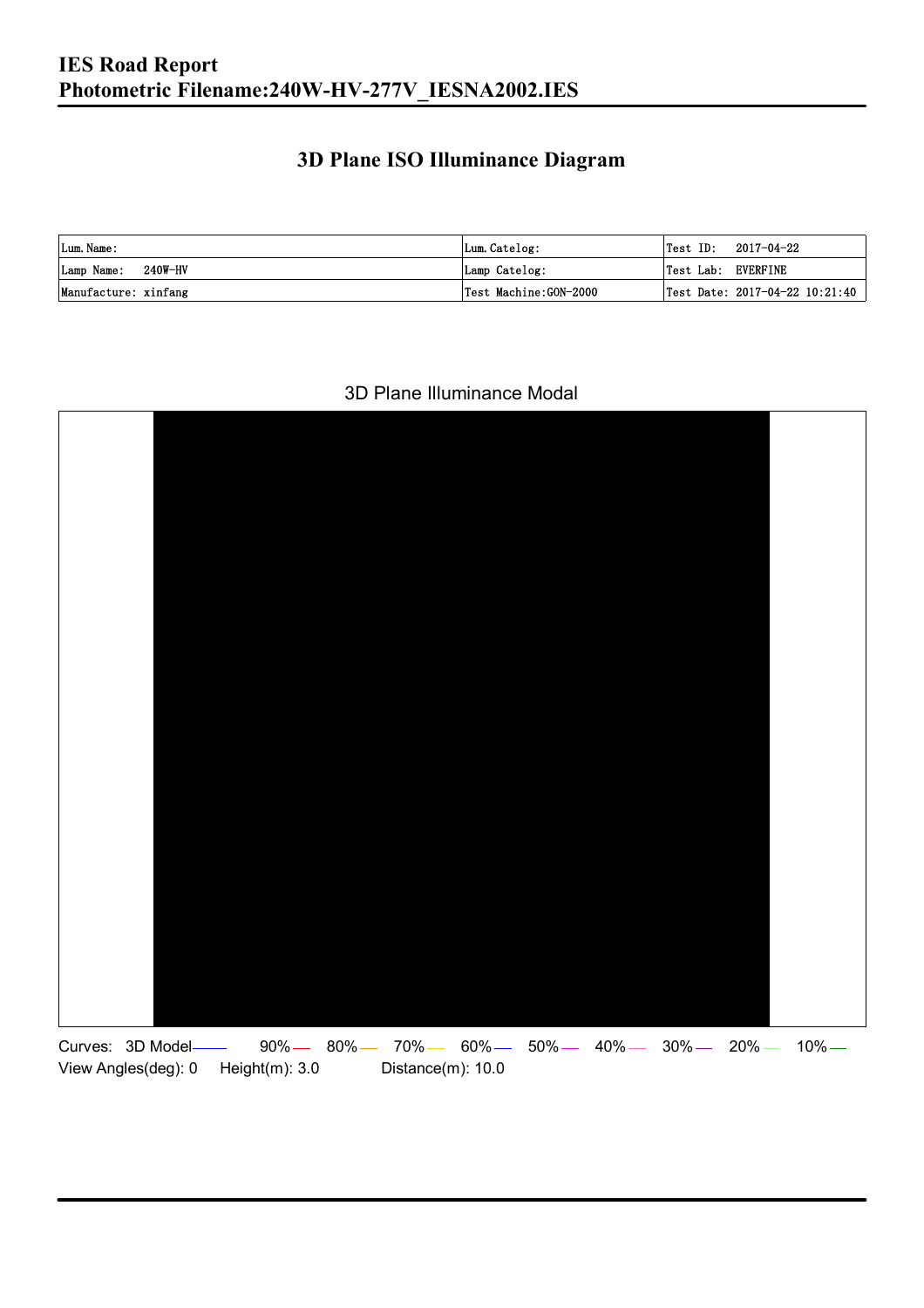# IES Road Report
# Photometric Filename:240W-HV-277V_IESNA2002.IES

## 3D Plane ISO Illuminance Diagram

| Lum. Name: | Lum. Catelog: | Test ID: 2017-04-22 |
|---|---|---|
| Lamp Name: 240W-HV | Lamp Catelog: | Test Lab: EVERFINE |
| Manufacture: xinfang | Test Machine:GON-2000 | Test Date: 2017-04-22 10:21:40 |

3D Plane Illuminance Modal

Curves: 3D Model 90% 80% 70% 60% 50% 40% 30% 20% 10%

View Angles(deg): 0 Height(m): 3.0 Distance(m): 10.0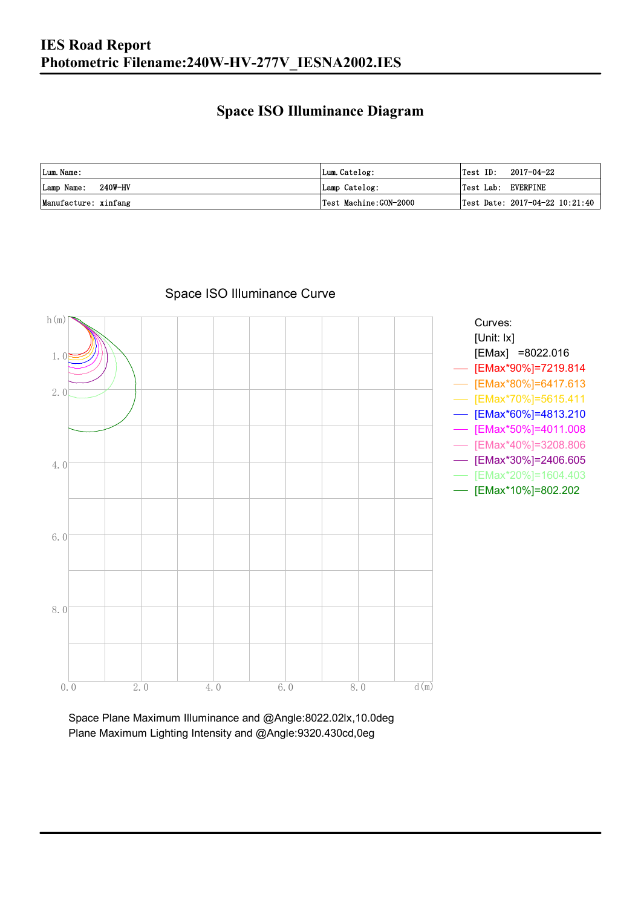# IES Road Report

**Photometric Filename:240W-HV-277V_IESNA2002.IES**

## Space ISO Illuminance Diagram

| Lum. Name: | Lum. Catelog: | Test ID: 2017-04-22 |
|---|---|---|
| Lamp Name: 240W-HV | Lamp Catelog: | Test Lab: EVERFINE |
| Manufacture: xinfang | Test Machine:GON-2000 | Test Date: 2017-04-22 10:21:40 |

Space ISO Illuminance Curve

Curves:
[Unit: lx]
[EMax] =8022.016
[EMax*90%]=7219.814
[EMax*80%]=6417.613
[EMax*70%]=5615.411
[EMax*60%]=4813.210
[EMax*50%]=4011.008
[EMax*40%]=3208.806
[EMax*30%]=2406.605
[EMax*20%]=1604.403
[EMax*10%]=802.202

Space Plane Maximum Illuminance and @Angle:8022.02lx,10.0deg
Plane Maximum Lighting Intensity and @Angle:9320.430cd,0eg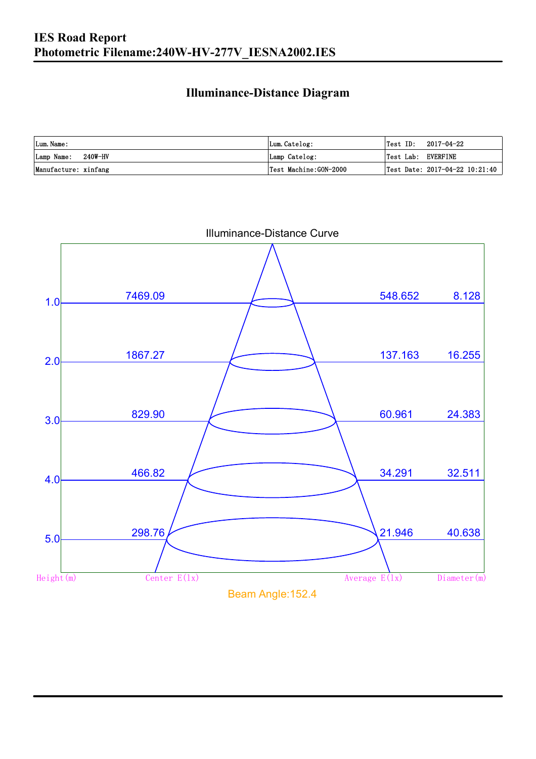# IES Road Report
## Photometric Filename:240W-HV-277V_IESNA2002.IES

## Illuminance-Distance Diagram

| Lum.Name: | Lum.Catelog: | Test ID: 2017-04-22 |
|---|---|---|
| Lamp Name: 240W-HV | Lamp Catelog: | Test Lab: EVERFINE |
| Manufacture: xinfang | Test Machine:GON-2000 | Test Date: 2017-04-22 10:21:40 |

Illuminance-Distance Curve

| Height(m) | Center E(lx) | Average E(lx) | Diameter(m) |
|---|---|---|---|
| 1.0 | 7469.09 | 548.652 | 8.128 |
| 2.0 | 1867.27 | 137.163 | 16.255 |
| 3.0 | 829.90 | 60.961 | 24.383 |
| 4.0 | 466.82 | 34.291 | 32.511 |
| 5.0 | 298.76 | 21.946 | 40.638 |

Beam Angle:152.4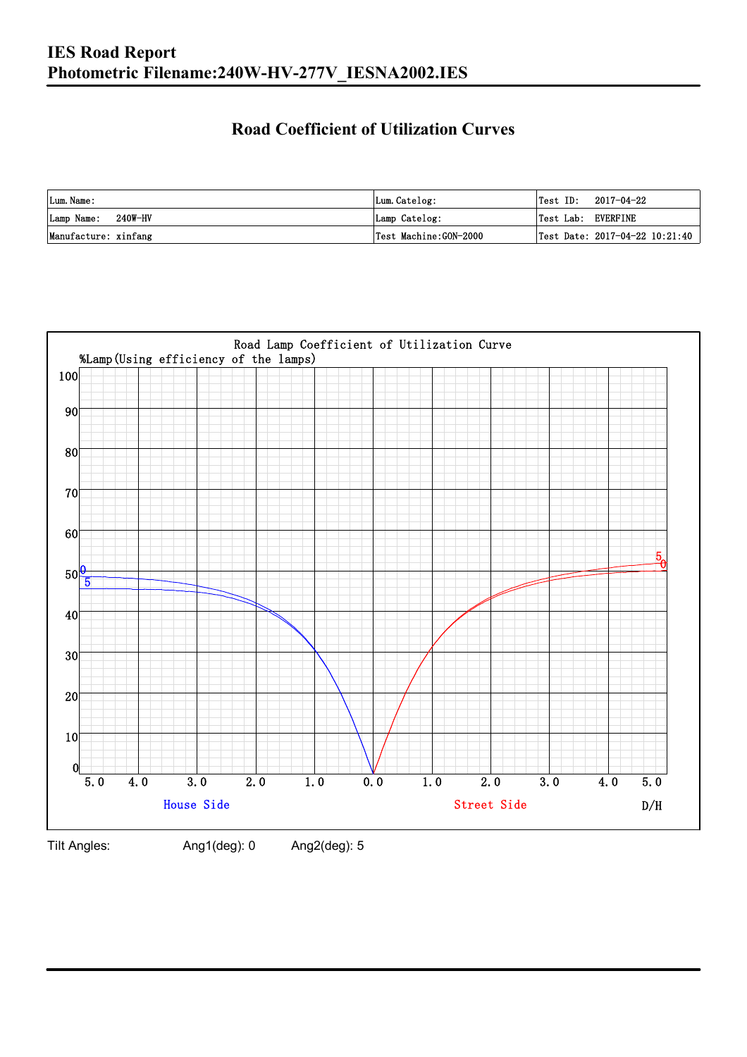# IES Road Report
# Photometric Filename:240W-HV-277V_IESNA2002.IES

## Road Coefficient of Utilization Curves

| Lum. Name: | Lum. Catelog: | Test ID: 2017-04-22 |
|---|---|---|
| Lamp Name: 240W-HV | Lamp Catelog: | Test Lab: EVERFINE |
| Manufacture: xinfang | Test Machine:GON-2000 | Test Date: 2017-04-22 10:21:40 |

Road Lamp Coefficient of Utilization Curve

%Lamp(Using efficiency of the lamps)

House Side — Street Side — D/H

Tilt Angles: Ang1(deg): 0 Ang2(deg): 5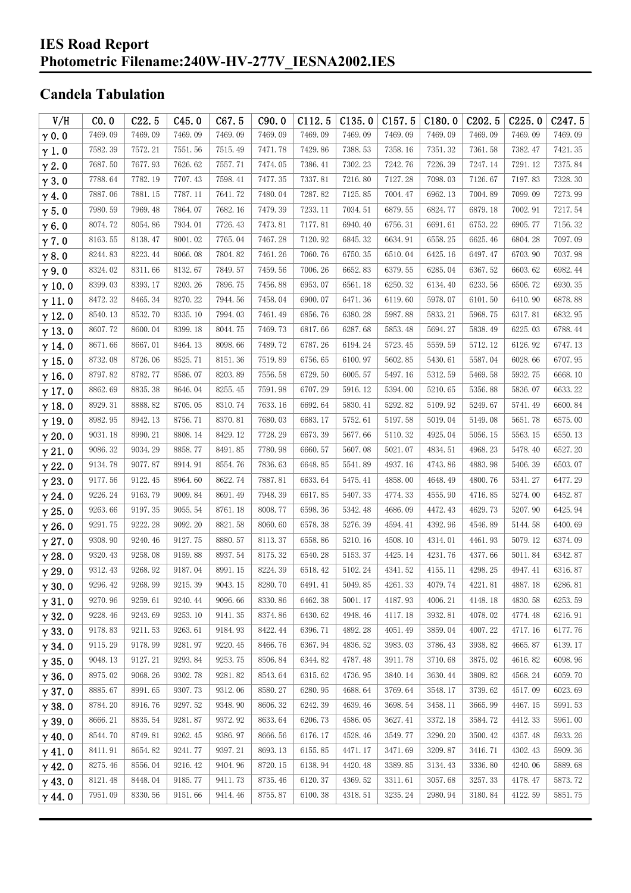# IES Road Report
# Photometric Filename:240W-HV-277V_IESNA2002.IES

## Candela Tabulation

| V/H | C0.0 | C22.5 | C45.0 | C67.5 | C90.0 | C112.5 | C135.0 | C157.5 | C180.0 | C202.5 | C225.0 | C247.5 |
|---|---|---|---|---|---|---|---|---|---|---|---|---|
| γ 0.0 | 7469.09 | 7469.09 | 7469.09 | 7469.09 | 7469.09 | 7469.09 | 7469.09 | 7469.09 | 7469.09 | 7469.09 | 7469.09 | 7469.09 |
| γ 1.0 | 7582.39 | 7572.21 | 7551.56 | 7515.49 | 7471.78 | 7429.86 | 7388.53 | 7358.16 | 7351.32 | 7361.58 | 7382.47 | 7421.35 |
| γ 2.0 | 7687.50 | 7677.93 | 7626.62 | 7557.71 | 7474.05 | 7386.41 | 7302.23 | 7242.76 | 7226.39 | 7247.14 | 7291.12 | 7375.84 |
| γ 3.0 | 7788.64 | 7782.19 | 7707.43 | 7598.41 | 7477.35 | 7337.81 | 7216.80 | 7127.28 | 7098.03 | 7126.67 | 7197.83 | 7328.30 |
| γ 4.0 | 7887.06 | 7881.15 | 7787.11 | 7641.72 | 7480.04 | 7287.82 | 7125.85 | 7004.47 | 6962.13 | 7004.89 | 7099.09 | 7273.99 |
| γ 5.0 | 7980.59 | 7969.48 | 7864.07 | 7682.16 | 7479.39 | 7233.11 | 7034.51 | 6879.55 | 6824.77 | 6879.18 | 7002.91 | 7217.54 |
| γ 6.0 | 8074.72 | 8054.86 | 7934.01 | 7726.43 | 7473.81 | 7177.81 | 6940.40 | 6756.31 | 6691.61 | 6753.22 | 6905.77 | 7156.32 |
| γ 7.0 | 8163.55 | 8138.47 | 8001.02 | 7765.04 | 7467.28 | 7120.92 | 6845.32 | 6634.91 | 6558.25 | 6625.46 | 6804.28 | 7097.09 |
| γ 8.0 | 8244.83 | 8223.44 | 8066.08 | 7804.82 | 7461.26 | 7060.76 | 6750.35 | 6510.04 | 6425.16 | 6497.47 | 6703.90 | 7037.98 |
| γ 9.0 | 8324.02 | 8311.66 | 8132.67 | 7849.57 | 7459.56 | 7006.26 | 6652.83 | 6379.55 | 6285.04 | 6367.52 | 6603.62 | 6982.44 |
| γ 10.0 | 8399.03 | 8393.17 | 8203.26 | 7896.75 | 7456.88 | 6953.07 | 6561.18 | 6250.32 | 6134.40 | 6233.56 | 6506.72 | 6930.35 |
| γ 11.0 | 8472.32 | 8465.34 | 8270.22 | 7944.56 | 7458.04 | 6900.07 | 6471.36 | 6119.60 | 5978.07 | 6101.50 | 6410.90 | 6878.88 |
| γ 12.0 | 8540.13 | 8532.70 | 8335.10 | 7994.03 | 7461.49 | 6856.76 | 6380.28 | 5987.88 | 5833.21 | 5968.75 | 6317.81 | 6832.95 |
| γ 13.0 | 8607.72 | 8600.04 | 8399.18 | 8044.75 | 7469.73 | 6817.66 | 6287.68 | 5853.48 | 5694.27 | 5838.49 | 6225.03 | 6788.44 |
| γ 14.0 | 8671.66 | 8667.01 | 8464.13 | 8098.66 | 7489.72 | 6787.26 | 6194.24 | 5723.45 | 5559.59 | 5712.12 | 6126.92 | 6747.13 |
| γ 15.0 | 8732.08 | 8726.06 | 8525.71 | 8151.36 | 7519.89 | 6756.65 | 6100.97 | 5602.85 | 5430.61 | 5587.04 | 6028.66 | 6707.95 |
| γ 16.0 | 8797.82 | 8782.77 | 8586.07 | 8203.89 | 7556.58 | 6729.50 | 6005.57 | 5497.16 | 5312.59 | 5469.58 | 5932.75 | 6668.10 |
| γ 17.0 | 8862.69 | 8835.38 | 8646.04 | 8255.45 | 7591.98 | 6707.29 | 5916.12 | 5394.00 | 5210.65 | 5356.88 | 5836.07 | 6633.22 |
| γ 18.0 | 8929.31 | 8888.82 | 8705.05 | 8310.74 | 7633.16 | 6692.64 | 5830.41 | 5292.82 | 5109.92 | 5249.67 | 5741.49 | 6600.84 |
| γ 19.0 | 8982.95 | 8942.13 | 8756.71 | 8370.81 | 7680.03 | 6683.17 | 5752.61 | 5197.58 | 5019.04 | 5149.08 | 5651.78 | 6575.00 |
| γ 20.0 | 9031.18 | 8990.21 | 8808.14 | 8429.12 | 7728.29 | 6673.39 | 5677.66 | 5110.32 | 4925.04 | 5056.15 | 5563.15 | 6550.13 |
| γ 21.0 | 9086.32 | 9034.29 | 8858.77 | 8491.85 | 7780.98 | 6660.57 | 5607.08 | 5021.07 | 4834.51 | 4968.23 | 5478.40 | 6527.20 |
| γ 22.0 | 9134.78 | 9077.87 | 8914.91 | 8554.76 | 7836.63 | 6648.85 | 5541.89 | 4937.16 | 4743.86 | 4883.98 | 5406.39 | 6503.07 |
| γ 23.0 | 9177.56 | 9122.45 | 8964.60 | 8622.74 | 7887.81 | 6633.64 | 5475.41 | 4858.00 | 4648.49 | 4800.76 | 5341.27 | 6477.29 |
| γ 24.0 | 9226.24 | 9163.79 | 9009.84 | 8691.49 | 7948.39 | 6617.85 | 5407.33 | 4774.33 | 4555.90 | 4716.85 | 5274.00 | 6452.87 |
| γ 25.0 | 9263.66 | 9197.35 | 9055.54 | 8761.18 | 8008.77 | 6598.36 | 5342.48 | 4686.09 | 4472.43 | 4629.73 | 5207.90 | 6425.94 |
| γ 26.0 | 9291.75 | 9222.28 | 9092.20 | 8821.58 | 8060.60 | 6578.38 | 5276.39 | 4594.41 | 4392.96 | 4546.89 | 5144.58 | 6400.69 |
| γ 27.0 | 9308.90 | 9240.46 | 9127.75 | 8880.57 | 8113.37 | 6558.86 | 5210.16 | 4508.10 | 4314.01 | 4461.93 | 5079.12 | 6374.09 |
| γ 28.0 | 9320.43 | 9258.08 | 9159.88 | 8937.54 | 8175.32 | 6540.28 | 5153.37 | 4425.14 | 4231.76 | 4377.66 | 5011.84 | 6342.87 |
| γ 29.0 | 9312.43 | 9268.92 | 9187.04 | 8991.15 | 8224.39 | 6518.42 | 5102.24 | 4341.52 | 4155.11 | 4298.25 | 4947.41 | 6316.87 |
| γ 30.0 | 9296.42 | 9268.99 | 9215.39 | 9043.15 | 8280.70 | 6491.41 | 5049.85 | 4261.33 | 4079.74 | 4221.81 | 4887.18 | 6286.81 |
| γ 31.0 | 9270.96 | 9259.61 | 9240.44 | 9096.66 | 8330.86 | 6462.38 | 5001.17 | 4187.93 | 4006.21 | 4148.18 | 4830.58 | 6253.59 |
| γ 32.0 | 9228.46 | 9243.69 | 9253.10 | 9141.35 | 8374.86 | 6430.62 | 4948.46 | 4117.18 | 3932.81 | 4078.02 | 4774.48 | 6216.91 |
| γ 33.0 | 9178.83 | 9211.53 | 9263.61 | 9184.93 | 8422.44 | 6396.71 | 4892.28 | 4051.49 | 3859.04 | 4007.22 | 4717.16 | 6177.76 |
| γ 34.0 | 9115.29 | 9178.99 | 9281.97 | 9220.45 | 8466.76 | 6367.94 | 4836.52 | 3983.03 | 3786.43 | 3938.82 | 4665.87 | 6139.17 |
| γ 35.0 | 9048.13 | 9127.21 | 9293.84 | 9253.75 | 8506.84 | 6344.82 | 4787.48 | 3911.78 | 3710.68 | 3875.02 | 4616.82 | 6098.96 |
| γ 36.0 | 8975.02 | 9068.26 | 9302.78 | 9281.82 | 8543.64 | 6315.62 | 4736.95 | 3840.14 | 3630.44 | 3809.82 | 4568.24 | 6059.70 |
| γ 37.0 | 8885.67 | 8991.65 | 9307.73 | 9312.06 | 8580.27 | 6280.95 | 4688.64 | 3769.64 | 3548.17 | 3739.62 | 4517.09 | 6023.69 |
| γ 38.0 | 8784.20 | 8916.76 | 9297.52 | 9348.90 | 8606.32 | 6242.39 | 4639.46 | 3698.54 | 3458.11 | 3665.99 | 4467.15 | 5991.53 |
| γ 39.0 | 8666.21 | 8835.54 | 9281.87 | 9372.92 | 8633.64 | 6206.73 | 4586.05 | 3627.41 | 3372.18 | 3584.72 | 4412.33 | 5961.00 |
| γ 40.0 | 8544.70 | 8749.81 | 9262.45 | 9386.97 | 8666.56 | 6176.17 | 4528.46 | 3549.77 | 3290.20 | 3500.42 | 4357.48 | 5933.26 |
| γ 41.0 | 8411.91 | 8654.82 | 9241.77 | 9397.21 | 8693.13 | 6155.85 | 4471.17 | 3471.69 | 3209.87 | 3416.71 | 4302.43 | 5909.36 |
| γ 42.0 | 8275.46 | 8556.04 | 9216.42 | 9404.96 | 8720.15 | 6138.94 | 4420.48 | 3389.85 | 3134.43 | 3336.80 | 4240.06 | 5889.68 |
| γ 43.0 | 8121.48 | 8448.04 | 9185.77 | 9411.73 | 8735.46 | 6120.37 | 4369.52 | 3311.61 | 3057.68 | 3257.33 | 4178.47 | 5873.72 |
| γ 44.0 | 7951.09 | 8330.56 | 9151.66 | 9414.46 | 8755.87 | 6100.38 | 4318.51 | 3235.24 | 2980.94 | 3180.84 | 4122.59 | 5851.75 |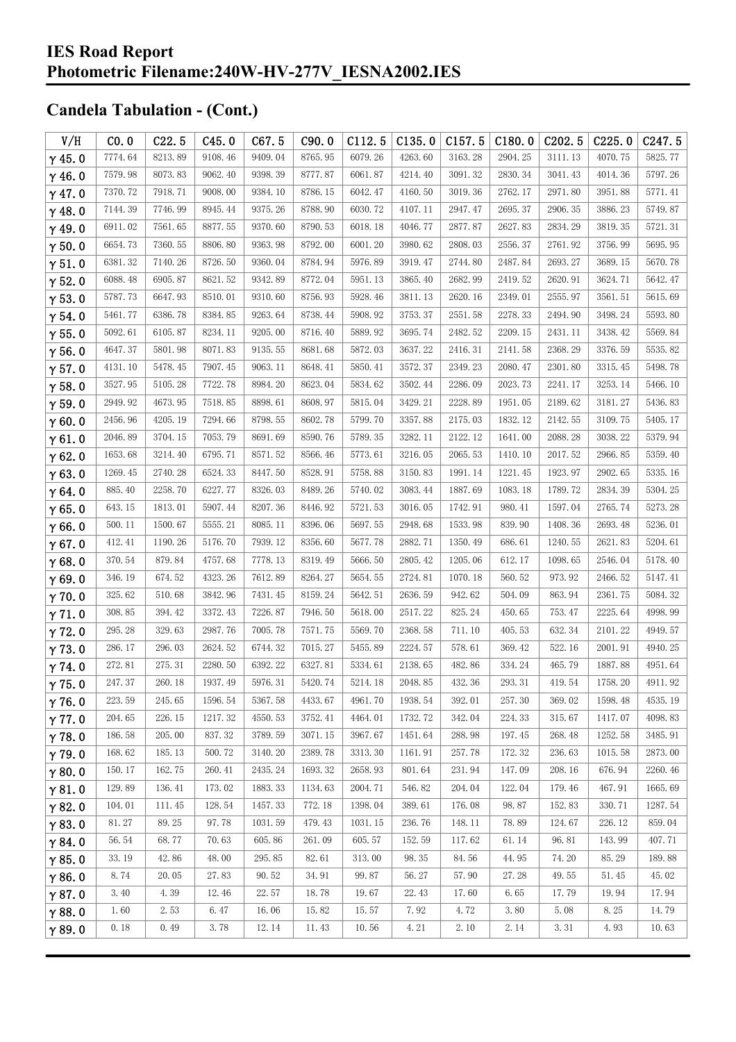# IES Road Report
# Photometric Filename:240W-HV-277V_IESNA2002.IES

## Candela Tabulation - (Cont.)

| V/H | C0.0 | C22.5 | C45.0 | C67.5 | C90.0 | C112.5 | C135.0 | C157.5 | C180.0 | C202.5 | C225.0 | C247.5 |
|---|---|---|---|---|---|---|---|---|---|---|---|---|
| γ 45.0 | 7774.64 | 8213.89 | 9108.46 | 9409.04 | 8765.95 | 6079.26 | 4263.60 | 3163.28 | 2904.25 | 3111.13 | 4070.75 | 5825.77 |
| γ 46.0 | 7579.98 | 8073.83 | 9062.40 | 9398.39 | 8777.87 | 6061.87 | 4214.40 | 3091.32 | 2830.34 | 3041.43 | 4014.36 | 5797.26 |
| γ 47.0 | 7370.72 | 7918.71 | 9008.00 | 9384.10 | 8786.15 | 6042.47 | 4160.50 | 3019.36 | 2762.17 | 2971.80 | 3951.88 | 5771.41 |
| γ 48.0 | 7144.39 | 7746.99 | 8945.44 | 9375.26 | 8788.90 | 6030.72 | 4107.11 | 2947.47 | 2695.37 | 2906.35 | 3886.23 | 5749.87 |
| γ 49.0 | 6911.02 | 7561.65 | 8877.55 | 9370.60 | 8790.53 | 6018.18 | 4046.77 | 2877.87 | 2627.83 | 2834.29 | 3819.35 | 5721.31 |
| γ 50.0 | 6654.73 | 7360.55 | 8806.80 | 9363.98 | 8792.00 | 6001.20 | 3980.62 | 2808.03 | 2556.37 | 2761.92 | 3756.99 | 5695.95 |
| γ 51.0 | 6381.32 | 7140.26 | 8726.50 | 9360.04 | 8784.94 | 5976.89 | 3919.47 | 2744.80 | 2487.84 | 2693.27 | 3689.15 | 5670.78 |
| γ 52.0 | 6088.48 | 6905.87 | 8621.52 | 9342.89 | 8772.04 | 5951.13 | 3865.40 | 2682.99 | 2419.52 | 2620.91 | 3624.71 | 5642.47 |
| γ 53.0 | 5787.73 | 6647.93 | 8510.01 | 9310.60 | 8756.93 | 5928.46 | 3811.13 | 2620.16 | 2349.01 | 2555.97 | 3561.51 | 5615.69 |
| γ 54.0 | 5461.77 | 6386.78 | 8384.85 | 9263.64 | 8738.44 | 5908.92 | 3753.37 | 2551.58 | 2278.33 | 2494.90 | 3498.24 | 5593.80 |
| γ 55.0 | 5092.61 | 6105.87 | 8234.11 | 9205.00 | 8716.40 | 5889.92 | 3695.74 | 2482.52 | 2209.15 | 2431.11 | 3438.42 | 5569.84 |
| γ 56.0 | 4647.37 | 5801.98 | 8071.83 | 9135.55 | 8681.68 | 5872.03 | 3637.22 | 2416.31 | 2141.58 | 2368.29 | 3376.59 | 5535.82 |
| γ 57.0 | 4131.10 | 5478.45 | 7907.45 | 9063.11 | 8648.41 | 5850.41 | 3572.37 | 2349.23 | 2080.47 | 2301.80 | 3315.45 | 5498.78 |
| γ 58.0 | 3527.95 | 5105.28 | 7722.78 | 8984.20 | 8623.04 | 5834.62 | 3502.44 | 2286.09 | 2023.73 | 2241.17 | 3253.14 | 5466.10 |
| γ 59.0 | 2949.92 | 4673.95 | 7518.85 | 8898.61 | 8608.97 | 5815.04 | 3429.21 | 2228.89 | 1951.05 | 2189.62 | 3181.27 | 5436.83 |
| γ 60.0 | 2456.96 | 4205.19 | 7294.66 | 8798.55 | 8602.78 | 5799.70 | 3357.88 | 2175.03 | 1832.12 | 2142.55 | 3109.75 | 5405.17 |
| γ 61.0 | 2046.89 | 3704.15 | 7053.79 | 8691.69 | 8590.76 | 5789.35 | 3282.11 | 2122.12 | 1641.00 | 2088.28 | 3038.22 | 5379.94 |
| γ 62.0 | 1653.68 | 3214.40 | 6795.71 | 8571.52 | 8566.46 | 5773.61 | 3216.05 | 2065.53 | 1410.10 | 2017.52 | 2966.85 | 5359.40 |
| γ 63.0 | 1269.45 | 2740.28 | 6524.33 | 8447.50 | 8528.91 | 5758.88 | 3150.83 | 1991.14 | 1221.45 | 1923.97 | 2902.65 | 5335.16 |
| γ 64.0 | 885.40 | 2258.70 | 6227.77 | 8326.03 | 8489.26 | 5740.02 | 3083.44 | 1887.69 | 1083.18 | 1789.72 | 2834.39 | 5304.25 |
| γ 65.0 | 643.15 | 1813.01 | 5907.44 | 8207.36 | 8446.92 | 5721.53 | 3016.05 | 1742.91 | 980.41 | 1597.04 | 2765.74 | 5273.28 |
| γ 66.0 | 500.11 | 1500.67 | 5555.21 | 8085.11 | 8396.06 | 5697.55 | 2948.68 | 1533.98 | 839.90 | 1408.36 | 2693.48 | 5236.01 |
| γ 67.0 | 412.41 | 1190.26 | 5176.70 | 7939.12 | 8356.60 | 5677.78 | 2882.71 | 1350.49 | 686.61 | 1240.55 | 2621.83 | 5204.61 |
| γ 68.0 | 370.54 | 879.84 | 4757.68 | 7778.13 | 8319.49 | 5666.50 | 2805.42 | 1205.06 | 612.17 | 1098.65 | 2546.04 | 5178.40 |
| γ 69.0 | 346.19 | 674.52 | 4323.26 | 7612.89 | 8264.27 | 5654.55 | 2724.81 | 1070.18 | 560.52 | 973.92 | 2466.52 | 5147.41 |
| γ 70.0 | 325.62 | 510.68 | 3842.96 | 7431.45 | 8159.24 | 5642.51 | 2636.59 | 942.62 | 504.09 | 863.94 | 2361.75 | 5084.32 |
| γ 71.0 | 308.85 | 394.42 | 3372.43 | 7226.87 | 7946.50 | 5618.00 | 2517.22 | 825.24 | 450.65 | 753.47 | 2225.64 | 4998.99 |
| γ 72.0 | 295.28 | 329.63 | 2987.76 | 7005.78 | 7571.75 | 5569.70 | 2368.58 | 711.10 | 405.53 | 632.34 | 2101.22 | 4949.57 |
| γ 73.0 | 286.17 | 296.03 | 2624.52 | 6744.32 | 7015.27 | 5455.89 | 2224.57 | 578.61 | 369.42 | 522.16 | 2001.91 | 4940.25 |
| γ 74.0 | 272.81 | 275.31 | 2280.50 | 6392.22 | 6327.81 | 5334.61 | 2138.65 | 482.86 | 334.24 | 465.79 | 1887.88 | 4951.64 |
| γ 75.0 | 247.37 | 260.18 | 1937.49 | 5976.31 | 5420.74 | 5214.18 | 2048.85 | 432.36 | 293.31 | 419.54 | 1758.20 | 4911.92 |
| γ 76.0 | 223.59 | 245.65 | 1596.54 | 5367.58 | 4433.67 | 4961.70 | 1938.54 | 392.01 | 257.30 | 369.02 | 1598.48 | 4535.19 |
| γ 77.0 | 204.65 | 226.15 | 1217.32 | 4550.53 | 3752.41 | 4464.01 | 1732.72 | 342.04 | 224.33 | 315.67 | 1417.07 | 4098.83 |
| γ 78.0 | 186.58 | 205.00 | 837.32 | 3789.59 | 3071.15 | 3967.67 | 1451.64 | 288.98 | 197.45 | 268.48 | 1252.58 | 3485.91 |
| γ 79.0 | 168.62 | 185.13 | 500.72 | 3140.20 | 2389.78 | 3313.30 | 1161.91 | 257.78 | 172.32 | 236.63 | 1015.58 | 2873.00 |
| γ 80.0 | 150.17 | 162.75 | 260.41 | 2435.24 | 1693.32 | 2658.93 | 801.64 | 231.94 | 147.09 | 208.16 | 676.94 | 2260.46 |
| γ 81.0 | 129.89 | 136.41 | 173.02 | 1883.33 | 1134.63 | 2004.71 | 546.82 | 204.04 | 122.04 | 179.46 | 467.91 | 1665.69 |
| γ 82.0 | 104.01 | 111.45 | 128.54 | 1457.33 | 772.18 | 1398.04 | 389.61 | 176.08 | 98.87 | 152.83 | 330.71 | 1287.54 |
| γ 83.0 | 81.27 | 89.25 | 97.78 | 1031.59 | 479.43 | 1031.15 | 236.76 | 148.11 | 78.89 | 124.67 | 226.12 | 859.04 |
| γ 84.0 | 56.54 | 68.77 | 70.63 | 605.86 | 261.09 | 605.57 | 152.59 | 117.62 | 61.14 | 96.81 | 143.99 | 407.71 |
| γ 85.0 | 33.19 | 42.86 | 48.00 | 295.85 | 82.61 | 313.00 | 98.35 | 84.56 | 44.95 | 74.20 | 85.29 | 189.88 |
| γ 86.0 | 8.74 | 20.05 | 27.83 | 90.52 | 34.91 | 99.87 | 56.27 | 57.90 | 27.28 | 49.55 | 51.45 | 45.02 |
| γ 87.0 | 3.40 | 4.39 | 12.46 | 22.57 | 18.78 | 19.67 | 22.43 | 17.60 | 6.65 | 17.79 | 19.94 | 17.94 |
| γ 88.0 | 1.60 | 2.53 | 6.47 | 16.06 | 15.82 | 15.57 | 7.92 | 4.72 | 3.80 | 5.08 | 8.25 | 14.79 |
| γ 89.0 | 0.18 | 0.49 | 3.78 | 12.14 | 11.43 | 10.56 | 4.21 | 2.10 | 2.14 | 3.31 | 4.93 | 10.63 |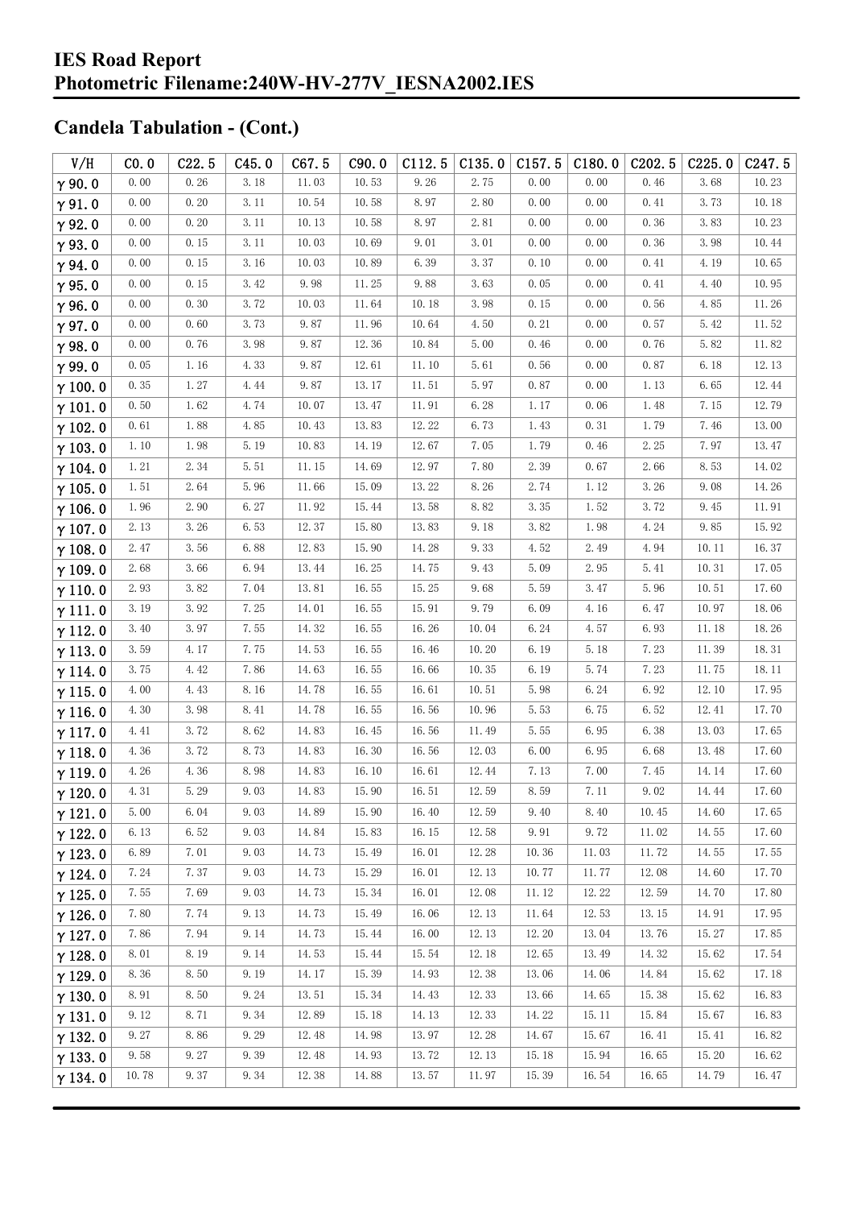# IES Road Report
# Photometric Filename:240W-HV-277V_IESNA2002.IES

## Candela Tabulation - (Cont.)

| V/H | C0.0 | C22.5 | C45.0 | C67.5 | C90.0 | C112.5 | C135.0 | C157.5 | C180.0 | C202.5 | C225.0 | C247.5 |
|---|---|---|---|---|---|---|---|---|---|---|---|---|
| γ 90.0 | 0.00 | 0.26 | 3.18 | 11.03 | 10.53 | 9.26 | 2.75 | 0.00 | 0.00 | 0.46 | 3.68 | 10.23 |
| γ 91.0 | 0.00 | 0.20 | 3.11 | 10.54 | 10.58 | 8.97 | 2.80 | 0.00 | 0.00 | 0.41 | 3.73 | 10.18 |
| γ 92.0 | 0.00 | 0.20 | 3.11 | 10.13 | 10.58 | 8.97 | 2.81 | 0.00 | 0.00 | 0.36 | 3.83 | 10.23 |
| γ 93.0 | 0.00 | 0.15 | 3.11 | 10.03 | 10.69 | 9.01 | 3.01 | 0.00 | 0.00 | 0.36 | 3.98 | 10.44 |
| γ 94.0 | 0.00 | 0.15 | 3.16 | 10.03 | 10.89 | 6.39 | 3.37 | 0.10 | 0.00 | 0.41 | 4.19 | 10.65 |
| γ 95.0 | 0.00 | 0.15 | 3.42 | 9.98 | 11.25 | 9.88 | 3.63 | 0.05 | 0.00 | 0.41 | 4.40 | 10.95 |
| γ 96.0 | 0.00 | 0.30 | 3.72 | 10.03 | 11.64 | 10.18 | 3.98 | 0.15 | 0.00 | 0.56 | 4.85 | 11.26 |
| γ 97.0 | 0.00 | 0.60 | 3.73 | 9.87 | 11.96 | 10.64 | 4.50 | 0.21 | 0.00 | 0.57 | 5.42 | 11.52 |
| γ 98.0 | 0.00 | 0.76 | 3.98 | 9.87 | 12.36 | 10.84 | 5.00 | 0.46 | 0.00 | 0.76 | 5.82 | 11.82 |
| γ 99.0 | 0.05 | 1.16 | 4.33 | 9.87 | 12.61 | 11.10 | 5.61 | 0.56 | 0.00 | 0.87 | 6.18 | 12.13 |
| γ 100.0 | 0.35 | 1.27 | 4.44 | 9.87 | 13.17 | 11.51 | 5.97 | 0.87 | 0.00 | 1.13 | 6.65 | 12.44 |
| γ 101.0 | 0.50 | 1.62 | 4.74 | 10.07 | 13.47 | 11.91 | 6.28 | 1.17 | 0.06 | 1.48 | 7.15 | 12.79 |
| γ 102.0 | 0.61 | 1.88 | 4.85 | 10.43 | 13.83 | 12.22 | 6.73 | 1.43 | 0.31 | 1.79 | 7.46 | 13.00 |
| γ 103.0 | 1.10 | 1.98 | 5.19 | 10.83 | 14.19 | 12.67 | 7.05 | 1.79 | 0.46 | 2.25 | 7.97 | 13.47 |
| γ 104.0 | 1.21 | 2.34 | 5.51 | 11.15 | 14.69 | 12.97 | 7.80 | 2.39 | 0.67 | 2.66 | 8.53 | 14.02 |
| γ 105.0 | 1.51 | 2.64 | 5.96 | 11.66 | 15.09 | 13.22 | 8.26 | 2.74 | 1.12 | 3.26 | 9.08 | 14.26 |
| γ 106.0 | 1.96 | 2.90 | 6.27 | 11.92 | 15.44 | 13.58 | 8.82 | 3.35 | 1.52 | 3.72 | 9.45 | 11.91 |
| γ 107.0 | 2.13 | 3.26 | 6.53 | 12.37 | 15.80 | 13.83 | 9.18 | 3.82 | 1.98 | 4.24 | 9.85 | 15.92 |
| γ 108.0 | 2.47 | 3.56 | 6.88 | 12.83 | 15.90 | 14.28 | 9.33 | 4.52 | 2.49 | 4.94 | 10.11 | 16.37 |
| γ 109.0 | 2.68 | 3.66 | 6.94 | 13.44 | 16.25 | 14.75 | 9.43 | 5.09 | 2.95 | 5.41 | 10.31 | 17.05 |
| γ 110.0 | 2.93 | 3.82 | 7.04 | 13.81 | 16.55 | 15.25 | 9.68 | 5.59 | 3.47 | 5.96 | 10.51 | 17.60 |
| γ 111.0 | 3.19 | 3.92 | 7.25 | 14.01 | 16.55 | 15.91 | 9.79 | 6.09 | 4.16 | 6.47 | 10.97 | 18.06 |
| γ 112.0 | 3.40 | 3.97 | 7.55 | 14.32 | 16.55 | 16.26 | 10.04 | 6.24 | 4.57 | 6.93 | 11.18 | 18.26 |
| γ 113.0 | 3.59 | 4.17 | 7.75 | 14.53 | 16.55 | 16.46 | 10.20 | 6.19 | 5.18 | 7.23 | 11.39 | 18.31 |
| γ 114.0 | 3.75 | 4.42 | 7.86 | 14.63 | 16.55 | 16.66 | 10.35 | 6.19 | 5.74 | 7.23 | 11.75 | 18.11 |
| γ 115.0 | 4.00 | 4.43 | 8.16 | 14.78 | 16.55 | 16.61 | 10.51 | 5.98 | 6.24 | 6.92 | 12.10 | 17.95 |
| γ 116.0 | 4.30 | 3.98 | 8.41 | 14.78 | 16.55 | 16.56 | 10.96 | 5.53 | 6.75 | 6.52 | 12.41 | 17.70 |
| γ 117.0 | 4.41 | 3.72 | 8.62 | 14.83 | 16.45 | 16.56 | 11.49 | 5.55 | 6.95 | 6.38 | 13.03 | 17.65 |
| γ 118.0 | 4.36 | 3.72 | 8.73 | 14.83 | 16.30 | 16.56 | 12.03 | 6.00 | 6.95 | 6.68 | 13.48 | 17.60 |
| γ 119.0 | 4.26 | 4.36 | 8.98 | 14.83 | 16.10 | 16.61 | 12.44 | 7.13 | 7.00 | 7.45 | 14.14 | 17.60 |
| γ 120.0 | 4.31 | 5.29 | 9.03 | 14.83 | 15.90 | 16.51 | 12.59 | 8.59 | 7.11 | 9.02 | 14.44 | 17.60 |
| γ 121.0 | 5.00 | 6.04 | 9.03 | 14.89 | 15.90 | 16.40 | 12.59 | 9.40 | 8.40 | 10.45 | 14.60 | 17.65 |
| γ 122.0 | 6.13 | 6.52 | 9.03 | 14.84 | 15.83 | 16.15 | 12.58 | 9.91 | 9.72 | 11.02 | 14.55 | 17.60 |
| γ 123.0 | 6.89 | 7.01 | 9.03 | 14.73 | 15.49 | 16.01 | 12.28 | 10.36 | 11.03 | 11.72 | 14.55 | 17.55 |
| γ 124.0 | 7.24 | 7.37 | 9.03 | 14.73 | 15.29 | 16.01 | 12.13 | 10.77 | 11.77 | 12.08 | 14.60 | 17.70 |
| γ 125.0 | 7.55 | 7.69 | 9.03 | 14.73 | 15.34 | 16.01 | 12.08 | 11.12 | 12.22 | 12.59 | 14.70 | 17.80 |
| γ 126.0 | 7.80 | 7.74 | 9.13 | 14.73 | 15.49 | 16.06 | 12.13 | 11.64 | 12.53 | 13.15 | 14.91 | 17.95 |
| γ 127.0 | 7.86 | 7.94 | 9.14 | 14.73 | 15.44 | 16.00 | 12.13 | 12.20 | 13.04 | 13.76 | 15.27 | 17.85 |
| γ 128.0 | 8.01 | 8.19 | 9.14 | 14.53 | 15.44 | 15.54 | 12.18 | 12.65 | 13.49 | 14.32 | 15.62 | 17.54 |
| γ 129.0 | 8.36 | 8.50 | 9.19 | 14.17 | 15.39 | 14.93 | 12.38 | 13.06 | 14.06 | 14.84 | 15.62 | 17.18 |
| γ 130.0 | 8.91 | 8.50 | 9.24 | 13.51 | 15.34 | 14.43 | 12.33 | 13.66 | 14.65 | 15.38 | 15.62 | 16.83 |
| γ 131.0 | 9.12 | 8.71 | 9.34 | 12.89 | 15.18 | 14.13 | 12.33 | 14.22 | 15.11 | 15.84 | 15.67 | 16.83 |
| γ 132.0 | 9.27 | 8.86 | 9.29 | 12.48 | 14.98 | 13.97 | 12.28 | 14.67 | 15.67 | 16.41 | 15.41 | 16.82 |
| γ 133.0 | 9.58 | 9.27 | 9.39 | 12.48 | 14.93 | 13.72 | 12.13 | 15.18 | 15.94 | 16.65 | 15.20 | 16.62 |
| γ 134.0 | 10.78 | 9.37 | 9.34 | 12.38 | 14.88 | 13.57 | 11.97 | 15.39 | 16.54 | 16.65 | 14.79 | 16.47 |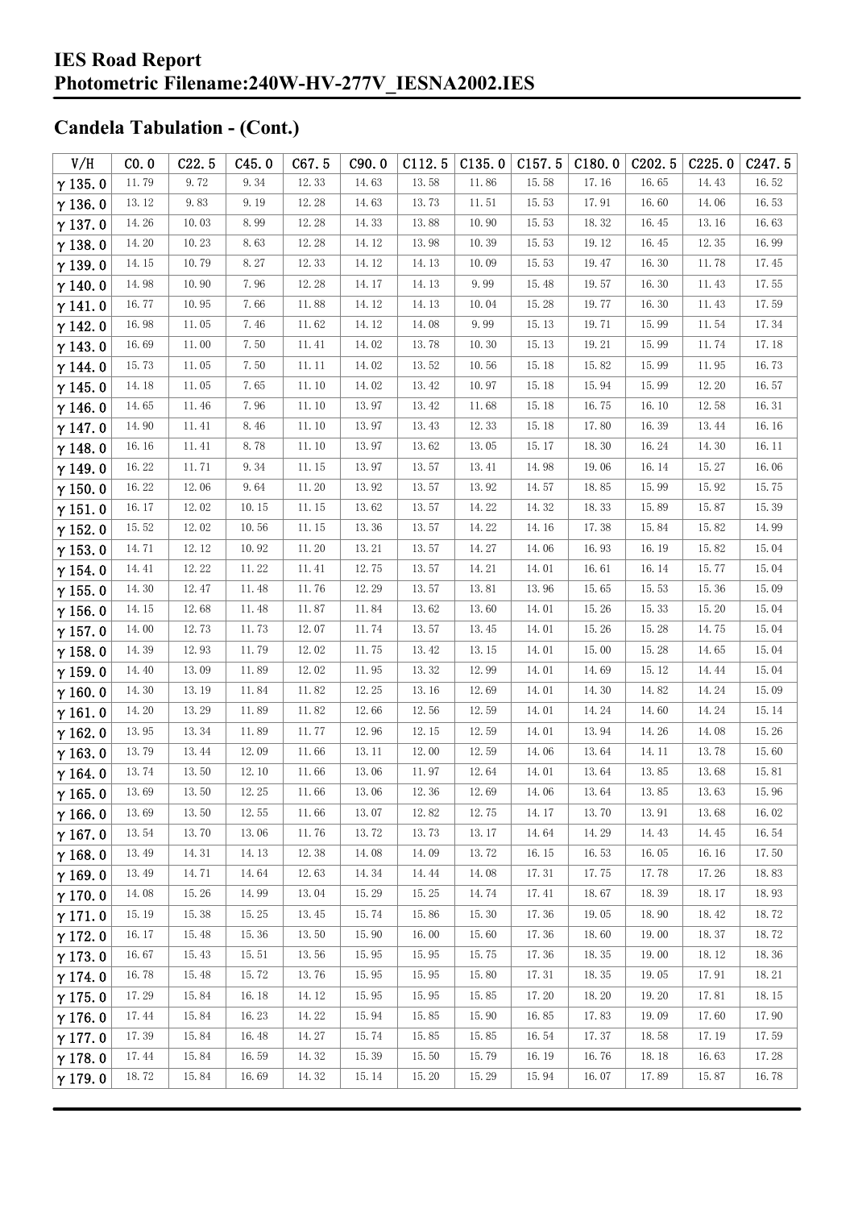## Candela Tabulation - (Cont.)

| V/H | C0.0 | C22.5 | C45.0 | C67.5 | C90.0 | C112.5 | C135.0 | C157.5 | C180.0 | C202.5 | C225.0 | C247.5 |
|---|---|---|---|---|---|---|---|---|---|---|---|---|
| γ 135.0 | 11.79 | 9.72 | 9.34 | 12.33 | 14.63 | 13.58 | 11.86 | 15.58 | 17.16 | 16.65 | 14.43 | 16.52 |
| γ 136.0 | 13.12 | 9.83 | 9.19 | 12.28 | 14.63 | 13.73 | 11.51 | 15.53 | 17.91 | 16.60 | 14.06 | 16.53 |
| γ 137.0 | 14.26 | 10.03 | 8.99 | 12.28 | 14.33 | 13.88 | 10.90 | 15.53 | 18.32 | 16.45 | 13.16 | 16.63 |
| γ 138.0 | 14.20 | 10.23 | 8.63 | 12.28 | 14.12 | 13.98 | 10.39 | 15.53 | 19.12 | 16.45 | 12.35 | 16.99 |
| γ 139.0 | 14.15 | 10.79 | 8.27 | 12.33 | 14.12 | 14.13 | 10.09 | 15.53 | 19.47 | 16.30 | 11.78 | 17.45 |
| γ 140.0 | 14.98 | 10.90 | 7.96 | 12.28 | 14.17 | 14.13 | 9.99 | 15.48 | 19.57 | 16.30 | 11.43 | 17.55 |
| γ 141.0 | 16.77 | 10.95 | 7.66 | 11.88 | 14.12 | 14.13 | 10.04 | 15.28 | 19.77 | 16.30 | 11.43 | 17.59 |
| γ 142.0 | 16.98 | 11.05 | 7.46 | 11.62 | 14.12 | 14.08 | 9.99 | 15.13 | 19.71 | 15.99 | 11.54 | 17.34 |
| γ 143.0 | 16.69 | 11.00 | 7.50 | 11.41 | 14.02 | 13.78 | 10.30 | 15.13 | 19.21 | 15.99 | 11.74 | 17.18 |
| γ 144.0 | 15.73 | 11.05 | 7.50 | 11.11 | 14.02 | 13.52 | 10.56 | 15.18 | 15.82 | 15.99 | 11.95 | 16.73 |
| γ 145.0 | 14.18 | 11.05 | 7.65 | 11.10 | 14.02 | 13.42 | 10.97 | 15.18 | 15.94 | 15.99 | 12.20 | 16.57 |
| γ 146.0 | 14.65 | 11.46 | 7.96 | 11.10 | 13.97 | 13.42 | 11.68 | 15.18 | 16.75 | 16.10 | 12.58 | 16.31 |
| γ 147.0 | 14.90 | 11.41 | 8.46 | 11.10 | 13.97 | 13.43 | 12.33 | 15.18 | 17.80 | 16.39 | 13.44 | 16.16 |
| γ 148.0 | 16.16 | 11.41 | 8.78 | 11.10 | 13.97 | 13.62 | 13.05 | 15.17 | 18.30 | 16.24 | 14.30 | 16.11 |
| γ 149.0 | 16.22 | 11.71 | 9.34 | 11.15 | 13.97 | 13.57 | 13.41 | 14.98 | 19.06 | 16.14 | 15.27 | 16.06 |
| γ 150.0 | 16.22 | 12.06 | 9.64 | 11.20 | 13.92 | 13.57 | 13.92 | 14.57 | 18.85 | 15.99 | 15.92 | 15.75 |
| γ 151.0 | 16.17 | 12.02 | 10.15 | 11.15 | 13.62 | 13.57 | 14.22 | 14.32 | 18.33 | 15.89 | 15.87 | 15.39 |
| γ 152.0 | 15.52 | 12.02 | 10.56 | 11.15 | 13.36 | 13.57 | 14.22 | 14.16 | 17.38 | 15.84 | 15.82 | 14.99 |
| γ 153.0 | 14.71 | 12.12 | 10.92 | 11.20 | 13.21 | 13.57 | 14.27 | 14.06 | 16.93 | 16.19 | 15.82 | 15.04 |
| γ 154.0 | 14.41 | 12.22 | 11.22 | 11.41 | 12.75 | 13.57 | 14.21 | 14.01 | 16.61 | 16.14 | 15.77 | 15.04 |
| γ 155.0 | 14.30 | 12.47 | 11.48 | 11.76 | 12.29 | 13.57 | 13.81 | 13.96 | 15.65 | 15.53 | 15.36 | 15.09 |
| γ 156.0 | 14.15 | 12.68 | 11.48 | 11.87 | 11.84 | 13.62 | 13.60 | 14.01 | 15.26 | 15.33 | 15.20 | 15.04 |
| γ 157.0 | 14.00 | 12.73 | 11.73 | 12.07 | 11.74 | 13.57 | 13.45 | 14.01 | 15.26 | 15.28 | 14.75 | 15.04 |
| γ 158.0 | 14.39 | 12.93 | 11.79 | 12.02 | 11.75 | 13.42 | 13.15 | 14.01 | 15.00 | 15.28 | 14.65 | 15.04 |
| γ 159.0 | 14.40 | 13.09 | 11.89 | 12.02 | 11.95 | 13.32 | 12.99 | 14.01 | 14.69 | 15.12 | 14.44 | 15.04 |
| γ 160.0 | 14.30 | 13.19 | 11.84 | 11.82 | 12.25 | 13.16 | 12.69 | 14.01 | 14.30 | 14.82 | 14.24 | 15.09 |
| γ 161.0 | 14.20 | 13.29 | 11.89 | 11.82 | 12.66 | 12.56 | 12.59 | 14.01 | 14.24 | 14.60 | 14.24 | 15.14 |
| γ 162.0 | 13.95 | 13.34 | 11.89 | 11.77 | 12.96 | 12.15 | 12.59 | 14.01 | 13.94 | 14.26 | 14.08 | 15.26 |
| γ 163.0 | 13.79 | 13.44 | 12.09 | 11.66 | 13.11 | 12.00 | 12.59 | 14.06 | 13.64 | 14.11 | 13.78 | 15.60 |
| γ 164.0 | 13.74 | 13.50 | 12.10 | 11.66 | 13.06 | 11.97 | 12.64 | 14.01 | 13.64 | 13.85 | 13.68 | 15.81 |
| γ 165.0 | 13.69 | 13.50 | 12.25 | 11.66 | 13.06 | 12.36 | 12.69 | 14.06 | 13.64 | 13.85 | 13.63 | 15.96 |
| γ 166.0 | 13.69 | 13.50 | 12.55 | 11.66 | 13.07 | 12.82 | 12.75 | 14.17 | 13.70 | 13.91 | 13.68 | 16.02 |
| γ 167.0 | 13.54 | 13.70 | 13.06 | 11.76 | 13.72 | 13.73 | 13.17 | 14.64 | 14.29 | 14.43 | 14.45 | 16.54 |
| γ 168.0 | 13.49 | 14.31 | 14.13 | 12.38 | 14.08 | 14.09 | 13.72 | 16.15 | 16.53 | 16.05 | 16.16 | 17.50 |
| γ 169.0 | 13.49 | 14.71 | 14.64 | 12.63 | 14.34 | 14.44 | 14.08 | 17.31 | 17.75 | 17.78 | 17.26 | 18.83 |
| γ 170.0 | 14.08 | 15.26 | 14.99 | 13.04 | 15.29 | 15.25 | 14.74 | 17.41 | 18.67 | 18.39 | 18.17 | 18.93 |
| γ 171.0 | 15.19 | 15.38 | 15.25 | 13.45 | 15.74 | 15.86 | 15.30 | 17.36 | 19.05 | 18.90 | 18.42 | 18.72 |
| γ 172.0 | 16.17 | 15.48 | 15.36 | 13.50 | 15.90 | 16.00 | 15.60 | 17.36 | 18.60 | 19.00 | 18.37 | 18.72 |
| γ 173.0 | 16.67 | 15.43 | 15.51 | 13.56 | 15.95 | 15.95 | 15.75 | 17.36 | 18.35 | 19.00 | 18.12 | 18.36 |
| γ 174.0 | 16.78 | 15.48 | 15.72 | 13.76 | 15.95 | 15.95 | 15.80 | 17.31 | 18.35 | 19.05 | 17.91 | 18.21 |
| γ 175.0 | 17.29 | 15.84 | 16.18 | 14.12 | 15.95 | 15.95 | 15.85 | 17.20 | 18.20 | 19.20 | 17.81 | 18.15 |
| γ 176.0 | 17.44 | 15.84 | 16.23 | 14.22 | 15.94 | 15.85 | 15.90 | 16.85 | 17.83 | 19.09 | 17.60 | 17.90 |
| γ 177.0 | 17.39 | 15.84 | 16.48 | 14.27 | 15.74 | 15.85 | 15.85 | 16.54 | 17.37 | 18.58 | 17.19 | 17.59 |
| γ 178.0 | 17.44 | 15.84 | 16.59 | 14.32 | 15.39 | 15.50 | 15.79 | 16.19 | 16.76 | 18.18 | 16.63 | 17.28 |
| γ 179.0 | 18.72 | 15.84 | 16.69 | 14.32 | 15.14 | 15.20 | 15.29 | 15.94 | 16.07 | 17.89 | 15.87 | 16.78 |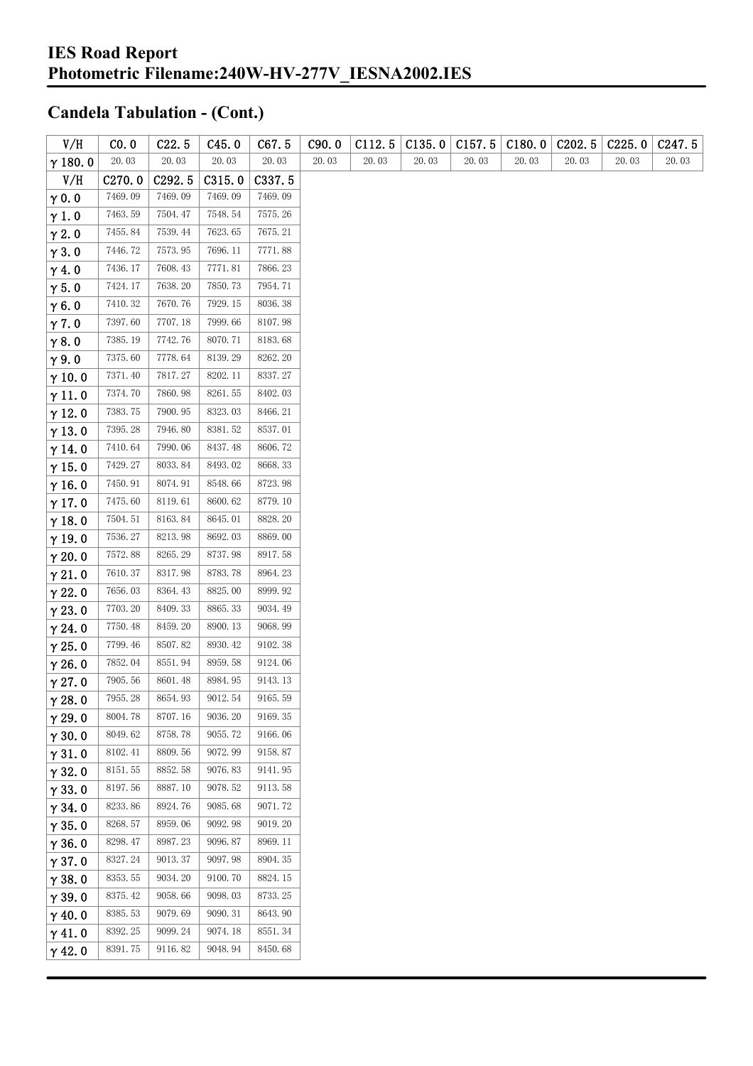## IES Road Report
## Photometric Filename:240W-HV-277V_IESNA2002.IES

## Candela Tabulation - (Cont.)

| V/H | C0.0 | C22.5 | C45.0 | C67.5 | C90.0 | C112.5 | C135.0 | C157.5 | C180.0 | C202.5 | C225.0 | C247.5 |
|---|---|---|---|---|---|---|---|---|---|---|---|---|
| γ 180.0 | 20.03 | 20.03 | 20.03 | 20.03 | 20.03 | 20.03 | 20.03 | 20.03 | 20.03 | 20.03 | 20.03 | 20.03 |

| V/H | C270.0 | C292.5 | C315.0 | C337.5 |
|---|---|---|---|---|
| γ 0.0 | 7469.09 | 7469.09 | 7469.09 | 7469.09 |
| γ 1.0 | 7463.59 | 7504.47 | 7548.54 | 7575.26 |
| γ 2.0 | 7455.84 | 7539.44 | 7623.65 | 7675.21 |
| γ 3.0 | 7446.72 | 7573.95 | 7696.11 | 7771.88 |
| γ 4.0 | 7436.17 | 7608.43 | 7771.81 | 7866.23 |
| γ 5.0 | 7424.17 | 7638.20 | 7850.73 | 7954.71 |
| γ 6.0 | 7410.32 | 7670.76 | 7929.15 | 8036.38 |
| γ 7.0 | 7397.60 | 7707.18 | 7999.66 | 8107.98 |
| γ 8.0 | 7385.19 | 7742.76 | 8070.71 | 8183.68 |
| γ 9.0 | 7375.60 | 7778.64 | 8139.29 | 8262.20 |
| γ 10.0 | 7371.40 | 7817.27 | 8202.11 | 8337.27 |
| γ 11.0 | 7374.70 | 7860.98 | 8261.55 | 8402.03 |
| γ 12.0 | 7383.75 | 7900.95 | 8323.03 | 8466.21 |
| γ 13.0 | 7395.28 | 7946.80 | 8381.52 | 8537.01 |
| γ 14.0 | 7410.64 | 7990.06 | 8437.48 | 8606.72 |
| γ 15.0 | 7429.27 | 8033.84 | 8493.02 | 8668.33 |
| γ 16.0 | 7450.91 | 8074.91 | 8548.66 | 8723.98 |
| γ 17.0 | 7475.60 | 8119.61 | 8600.62 | 8779.10 |
| γ 18.0 | 7504.51 | 8163.84 | 8645.01 | 8828.20 |
| γ 19.0 | 7536.27 | 8213.98 | 8692.03 | 8869.00 |
| γ 20.0 | 7572.88 | 8265.29 | 8737.98 | 8917.58 |
| γ 21.0 | 7610.37 | 8317.98 | 8783.78 | 8964.23 |
| γ 22.0 | 7656.03 | 8364.43 | 8825.00 | 8999.92 |
| γ 23.0 | 7703.20 | 8409.33 | 8865.33 | 9034.49 |
| γ 24.0 | 7750.48 | 8459.20 | 8900.13 | 9068.99 |
| γ 25.0 | 7799.46 | 8507.82 | 8930.42 | 9102.38 |
| γ 26.0 | 7852.04 | 8551.94 | 8959.58 | 9124.06 |
| γ 27.0 | 7905.56 | 8601.48 | 8984.95 | 9143.13 |
| γ 28.0 | 7955.28 | 8654.93 | 9012.54 | 9165.59 |
| γ 29.0 | 8004.78 | 8707.16 | 9036.20 | 9169.35 |
| γ 30.0 | 8049.62 | 8758.78 | 9055.72 | 9166.06 |
| γ 31.0 | 8102.41 | 8809.56 | 9072.99 | 9158.87 |
| γ 32.0 | 8151.55 | 8852.58 | 9076.83 | 9141.95 |
| γ 33.0 | 8197.56 | 8887.10 | 9078.52 | 9113.58 |
| γ 34.0 | 8233.86 | 8924.76 | 9085.68 | 9071.72 |
| γ 35.0 | 8268.57 | 8959.06 | 9092.98 | 9019.20 |
| γ 36.0 | 8298.47 | 8987.23 | 9096.87 | 8969.11 |
| γ 37.0 | 8327.24 | 9013.37 | 9097.98 | 8904.35 |
| γ 38.0 | 8353.55 | 9034.20 | 9100.70 | 8824.15 |
| γ 39.0 | 8375.42 | 9058.66 | 9098.03 | 8733.25 |
| γ 40.0 | 8385.53 | 9079.69 | 9090.31 | 8643.90 |
| γ 41.0 | 8392.25 | 9099.24 | 9074.18 | 8551.34 |
| γ 42.0 | 8391.75 | 9116.82 | 9048.94 | 8450.68 |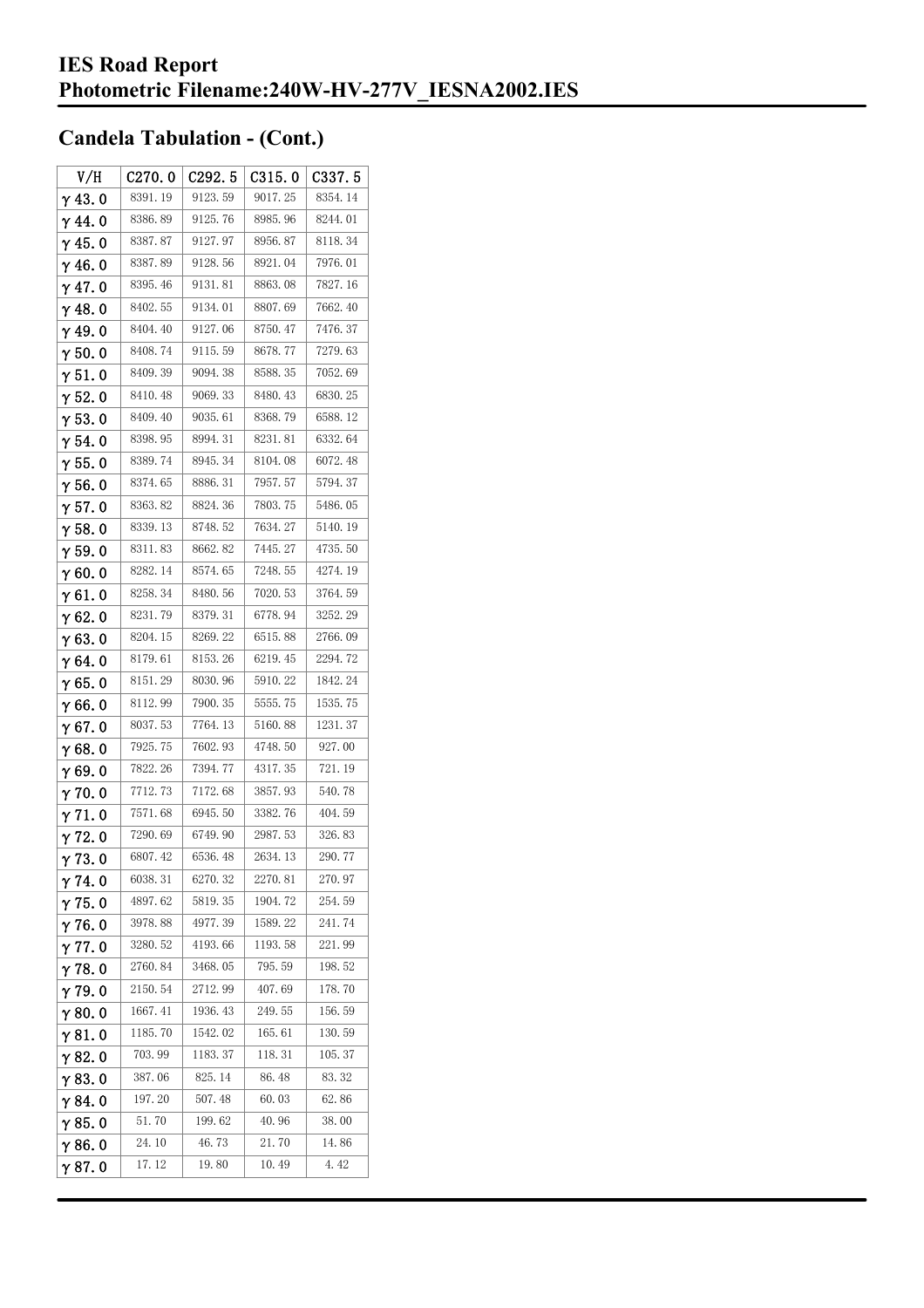# IES Road Report
# Photometric Filename:240W-HV-277V_IESNA2002.IES

## Candela Tabulation - (Cont.)

| V/H | C270.0 | C292.5 | C315.0 | C337.5 |
|---|---|---|---|---|
| γ 43.0 | 8391.19 | 9123.59 | 9017.25 | 8354.14 |
| γ 44.0 | 8386.89 | 9125.76 | 8985.96 | 8244.01 |
| γ 45.0 | 8387.87 | 9127.97 | 8956.87 | 8118.34 |
| γ 46.0 | 8387.89 | 9128.56 | 8921.04 | 7976.01 |
| γ 47.0 | 8395.46 | 9131.81 | 8863.08 | 7827.16 |
| γ 48.0 | 8402.55 | 9134.01 | 8807.69 | 7662.40 |
| γ 49.0 | 8404.40 | 9127.06 | 8750.47 | 7476.37 |
| γ 50.0 | 8408.74 | 9115.59 | 8678.77 | 7279.63 |
| γ 51.0 | 8409.39 | 9094.38 | 8588.35 | 7052.69 |
| γ 52.0 | 8410.48 | 9069.33 | 8480.43 | 6830.25 |
| γ 53.0 | 8409.40 | 9035.61 | 8368.79 | 6588.12 |
| γ 54.0 | 8398.95 | 8994.31 | 8231.81 | 6332.64 |
| γ 55.0 | 8389.74 | 8945.34 | 8104.08 | 6072.48 |
| γ 56.0 | 8374.65 | 8886.31 | 7957.57 | 5794.37 |
| γ 57.0 | 8363.82 | 8824.36 | 7803.75 | 5486.05 |
| γ 58.0 | 8339.13 | 8748.52 | 7634.27 | 5140.19 |
| γ 59.0 | 8311.83 | 8662.82 | 7445.27 | 4735.50 |
| γ 60.0 | 8282.14 | 8574.65 | 7248.55 | 4274.19 |
| γ 61.0 | 8258.34 | 8480.56 | 7020.53 | 3764.59 |
| γ 62.0 | 8231.79 | 8379.31 | 6778.94 | 3252.29 |
| γ 63.0 | 8204.15 | 8269.22 | 6515.88 | 2766.09 |
| γ 64.0 | 8179.61 | 8153.26 | 6219.45 | 2294.72 |
| γ 65.0 | 8151.29 | 8030.96 | 5910.22 | 1842.24 |
| γ 66.0 | 8112.99 | 7900.35 | 5555.75 | 1535.75 |
| γ 67.0 | 8037.53 | 7764.13 | 5160.88 | 1231.37 |
| γ 68.0 | 7925.75 | 7602.93 | 4748.50 | 927.00 |
| γ 69.0 | 7822.26 | 7394.77 | 4317.35 | 721.19 |
| γ 70.0 | 7712.73 | 7172.68 | 3857.93 | 540.78 |
| γ 71.0 | 7571.68 | 6945.50 | 3382.76 | 404.59 |
| γ 72.0 | 7290.69 | 6749.90 | 2987.53 | 326.83 |
| γ 73.0 | 6807.42 | 6536.48 | 2634.13 | 290.77 |
| γ 74.0 | 6038.31 | 6270.32 | 2270.81 | 270.97 |
| γ 75.0 | 4897.62 | 5819.35 | 1904.72 | 254.59 |
| γ 76.0 | 3978.88 | 4977.39 | 1589.22 | 241.74 |
| γ 77.0 | 3280.52 | 4193.66 | 1193.58 | 221.99 |
| γ 78.0 | 2760.84 | 3468.05 | 795.59 | 198.52 |
| γ 79.0 | 2150.54 | 2712.99 | 407.69 | 178.70 |
| γ 80.0 | 1667.41 | 1936.43 | 249.55 | 156.59 |
| γ 81.0 | 1185.70 | 1542.02 | 165.61 | 130.59 |
| γ 82.0 | 703.99 | 1183.37 | 118.31 | 105.37 |
| γ 83.0 | 387.06 | 825.14 | 86.48 | 83.32 |
| γ 84.0 | 197.20 | 507.48 | 60.03 | 62.86 |
| γ 85.0 | 51.70 | 199.62 | 40.96 | 38.00 |
| γ 86.0 | 24.10 | 46.73 | 21.70 | 14.86 |
| γ 87.0 | 17.12 | 19.80 | 10.49 | 4.42 |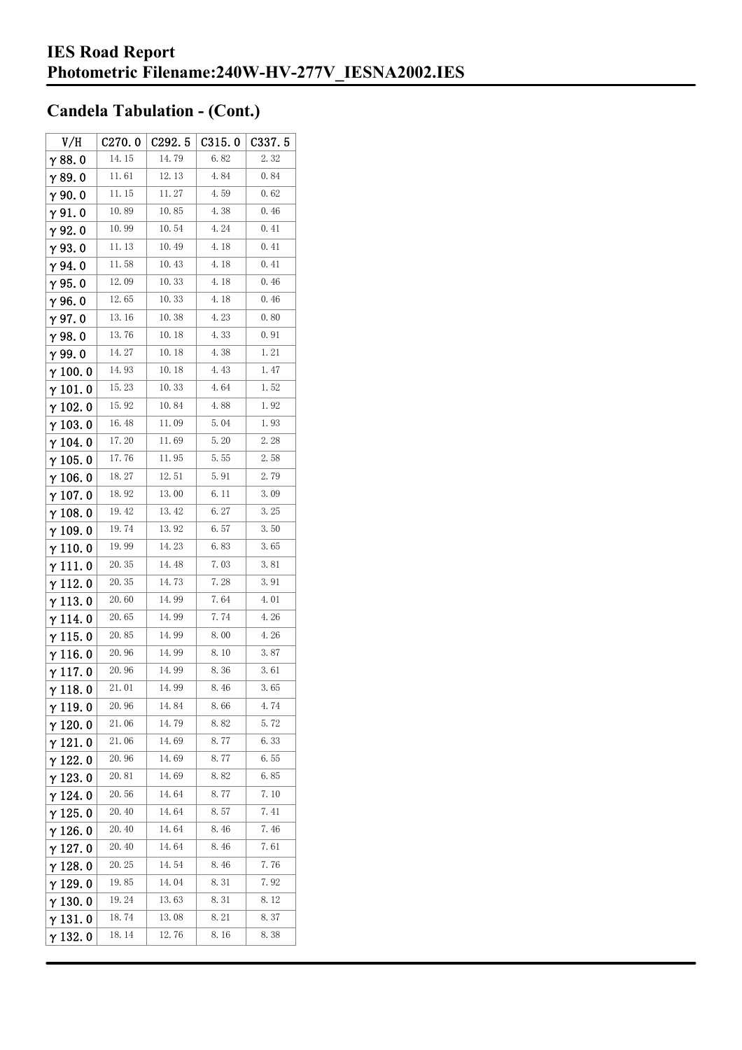## Candela Tabulation - (Cont.)

| V/H | C270.0 | C292.5 | C315.0 | C337.5 |
|---|---|---|---|---|
| γ 88.0 | 14.15 | 14.79 | 6.82 | 2.32 |
| γ 89.0 | 11.61 | 12.13 | 4.84 | 0.84 |
| γ 90.0 | 11.15 | 11.27 | 4.59 | 0.62 |
| γ 91.0 | 10.89 | 10.85 | 4.38 | 0.46 |
| γ 92.0 | 10.99 | 10.54 | 4.24 | 0.41 |
| γ 93.0 | 11.13 | 10.49 | 4.18 | 0.41 |
| γ 94.0 | 11.58 | 10.43 | 4.18 | 0.41 |
| γ 95.0 | 12.09 | 10.33 | 4.18 | 0.46 |
| γ 96.0 | 12.65 | 10.33 | 4.18 | 0.46 |
| γ 97.0 | 13.16 | 10.38 | 4.23 | 0.80 |
| γ 98.0 | 13.76 | 10.18 | 4.33 | 0.91 |
| γ 99.0 | 14.27 | 10.18 | 4.38 | 1.21 |
| γ 100.0 | 14.93 | 10.18 | 4.43 | 1.47 |
| γ 101.0 | 15.23 | 10.33 | 4.64 | 1.52 |
| γ 102.0 | 15.92 | 10.84 | 4.88 | 1.92 |
| γ 103.0 | 16.48 | 11.09 | 5.04 | 1.93 |
| γ 104.0 | 17.20 | 11.69 | 5.20 | 2.28 |
| γ 105.0 | 17.76 | 11.95 | 5.55 | 2.58 |
| γ 106.0 | 18.27 | 12.51 | 5.91 | 2.79 |
| γ 107.0 | 18.92 | 13.00 | 6.11 | 3.09 |
| γ 108.0 | 19.42 | 13.42 | 6.27 | 3.25 |
| γ 109.0 | 19.74 | 13.92 | 6.57 | 3.50 |
| γ 110.0 | 19.99 | 14.23 | 6.83 | 3.65 |
| γ 111.0 | 20.35 | 14.48 | 7.03 | 3.81 |
| γ 112.0 | 20.35 | 14.73 | 7.28 | 3.91 |
| γ 113.0 | 20.60 | 14.99 | 7.64 | 4.01 |
| γ 114.0 | 20.65 | 14.99 | 7.74 | 4.26 |
| γ 115.0 | 20.85 | 14.99 | 8.00 | 4.26 |
| γ 116.0 | 20.96 | 14.99 | 8.10 | 3.87 |
| γ 117.0 | 20.96 | 14.99 | 8.36 | 3.61 |
| γ 118.0 | 21.01 | 14.99 | 8.46 | 3.65 |
| γ 119.0 | 20.96 | 14.84 | 8.66 | 4.74 |
| γ 120.0 | 21.06 | 14.79 | 8.82 | 5.72 |
| γ 121.0 | 21.06 | 14.69 | 8.77 | 6.33 |
| γ 122.0 | 20.96 | 14.69 | 8.77 | 6.55 |
| γ 123.0 | 20.81 | 14.69 | 8.82 | 6.85 |
| γ 124.0 | 20.56 | 14.64 | 8.77 | 7.10 |
| γ 125.0 | 20.40 | 14.64 | 8.57 | 7.41 |
| γ 126.0 | 20.40 | 14.64 | 8.46 | 7.46 |
| γ 127.0 | 20.40 | 14.64 | 8.46 | 7.61 |
| γ 128.0 | 20.25 | 14.54 | 8.46 | 7.76 |
| γ 129.0 | 19.85 | 14.04 | 8.31 | 7.92 |
| γ 130.0 | 19.24 | 13.63 | 8.31 | 8.12 |
| γ 131.0 | 18.74 | 13.08 | 8.21 | 8.37 |
| γ 132.0 | 18.14 | 12.76 | 8.16 | 8.38 |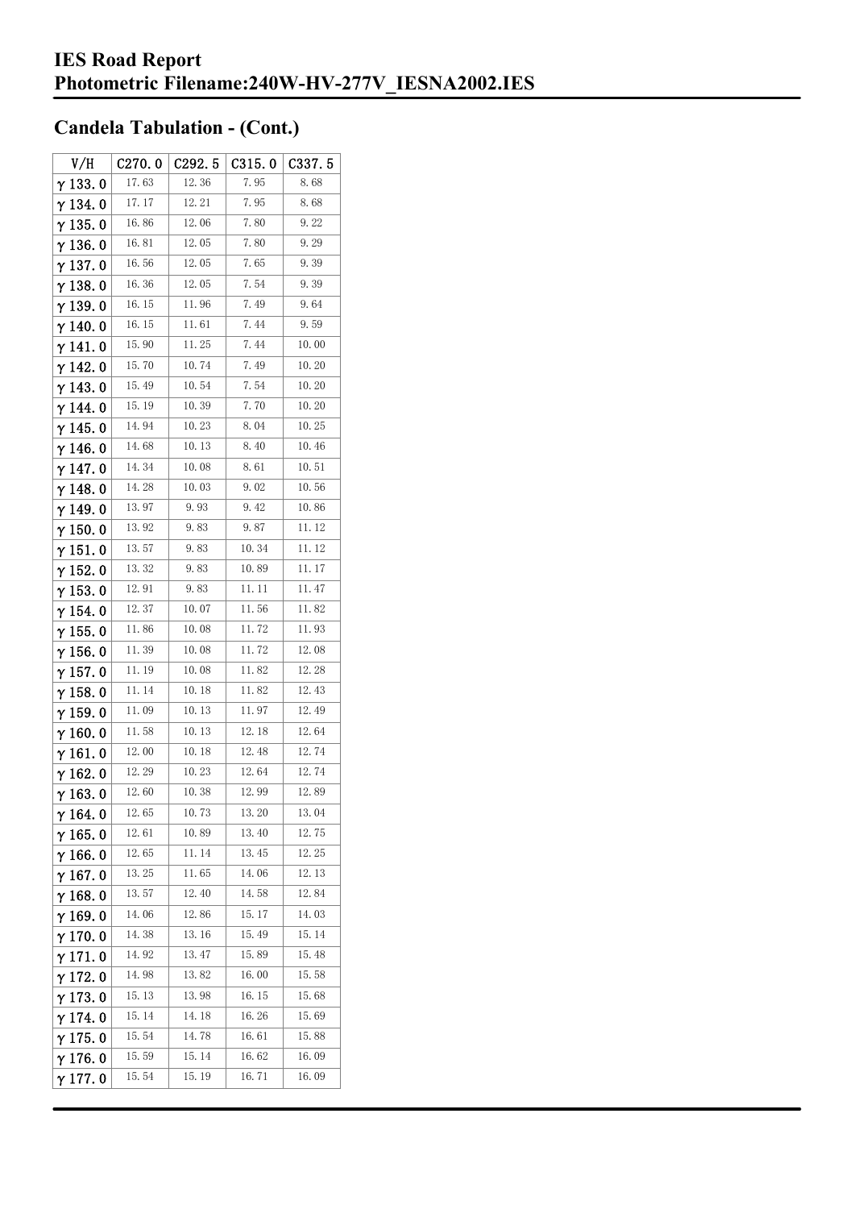# IES Road Report
## Photometric Filename:240W-HV-277V_IESNA2002.IES

## Candela Tabulation - (Cont.)

| V/H | C270.0 | C292.5 | C315.0 | C337.5 |
|---|---|---|---|---|
| γ 133.0 | 17.63 | 12.36 | 7.95 | 8.68 |
| γ 134.0 | 17.17 | 12.21 | 7.95 | 8.68 |
| γ 135.0 | 16.86 | 12.06 | 7.80 | 9.22 |
| γ 136.0 | 16.81 | 12.05 | 7.80 | 9.29 |
| γ 137.0 | 16.56 | 12.05 | 7.65 | 9.39 |
| γ 138.0 | 16.36 | 12.05 | 7.54 | 9.39 |
| γ 139.0 | 16.15 | 11.96 | 7.49 | 9.64 |
| γ 140.0 | 16.15 | 11.61 | 7.44 | 9.59 |
| γ 141.0 | 15.90 | 11.25 | 7.44 | 10.00 |
| γ 142.0 | 15.70 | 10.74 | 7.49 | 10.20 |
| γ 143.0 | 15.49 | 10.54 | 7.54 | 10.20 |
| γ 144.0 | 15.19 | 10.39 | 7.70 | 10.20 |
| γ 145.0 | 14.94 | 10.23 | 8.04 | 10.25 |
| γ 146.0 | 14.68 | 10.13 | 8.40 | 10.46 |
| γ 147.0 | 14.34 | 10.08 | 8.61 | 10.51 |
| γ 148.0 | 14.28 | 10.03 | 9.02 | 10.56 |
| γ 149.0 | 13.97 | 9.93 | 9.42 | 10.86 |
| γ 150.0 | 13.92 | 9.83 | 9.87 | 11.12 |
| γ 151.0 | 13.57 | 9.83 | 10.34 | 11.12 |
| γ 152.0 | 13.32 | 9.83 | 10.89 | 11.17 |
| γ 153.0 | 12.91 | 9.83 | 11.11 | 11.47 |
| γ 154.0 | 12.37 | 10.07 | 11.56 | 11.82 |
| γ 155.0 | 11.86 | 10.08 | 11.72 | 11.93 |
| γ 156.0 | 11.39 | 10.08 | 11.72 | 12.08 |
| γ 157.0 | 11.19 | 10.08 | 11.82 | 12.28 |
| γ 158.0 | 11.14 | 10.18 | 11.82 | 12.43 |
| γ 159.0 | 11.09 | 10.13 | 11.97 | 12.49 |
| γ 160.0 | 11.58 | 10.13 | 12.18 | 12.64 |
| γ 161.0 | 12.00 | 10.18 | 12.48 | 12.74 |
| γ 162.0 | 12.29 | 10.23 | 12.64 | 12.74 |
| γ 163.0 | 12.60 | 10.38 | 12.99 | 12.89 |
| γ 164.0 | 12.65 | 10.73 | 13.20 | 13.04 |
| γ 165.0 | 12.61 | 10.89 | 13.40 | 12.75 |
| γ 166.0 | 12.65 | 11.14 | 13.45 | 12.25 |
| γ 167.0 | 13.25 | 11.65 | 14.06 | 12.13 |
| γ 168.0 | 13.57 | 12.40 | 14.58 | 12.84 |
| γ 169.0 | 14.06 | 12.86 | 15.17 | 14.03 |
| γ 170.0 | 14.38 | 13.16 | 15.49 | 15.14 |
| γ 171.0 | 14.92 | 13.47 | 15.89 | 15.48 |
| γ 172.0 | 14.98 | 13.82 | 16.00 | 15.58 |
| γ 173.0 | 15.13 | 13.98 | 16.15 | 15.68 |
| γ 174.0 | 15.14 | 14.18 | 16.26 | 15.69 |
| γ 175.0 | 15.54 | 14.78 | 16.61 | 15.88 |
| γ 176.0 | 15.59 | 15.14 | 16.62 | 16.09 |
| γ 177.0 | 15.54 | 15.19 | 16.71 | 16.09 |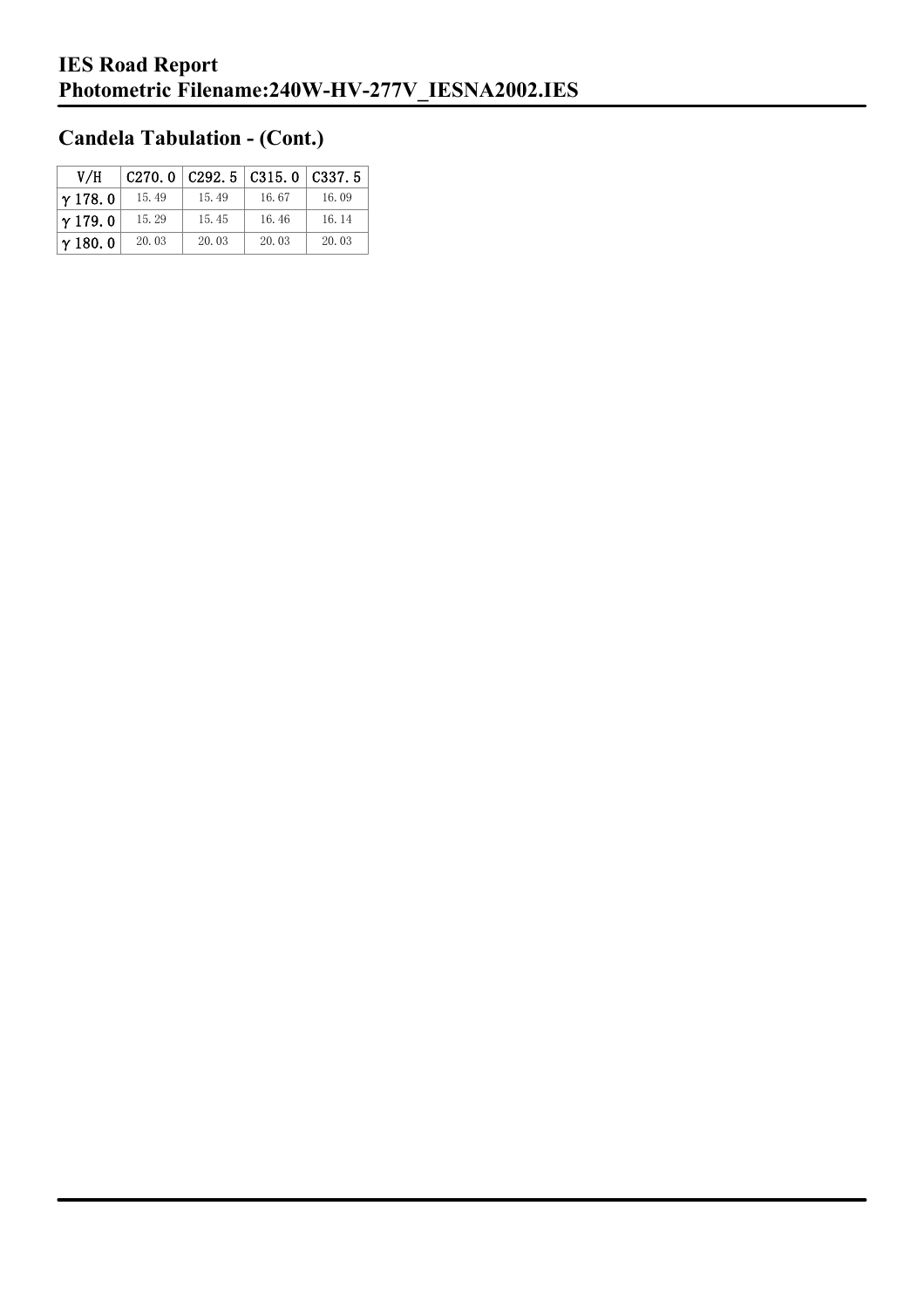## Candela Tabulation - (Cont.)

| V/H | C270.0 | C292.5 | C315.0 | C337.5 |
|---|---|---|---|---|
| γ 178.0 | 15.49 | 15.49 | 16.67 | 16.09 |
| γ 179.0 | 15.29 | 15.45 | 16.46 | 16.14 |
| γ 180.0 | 20.03 | 20.03 | 20.03 | 20.03 |